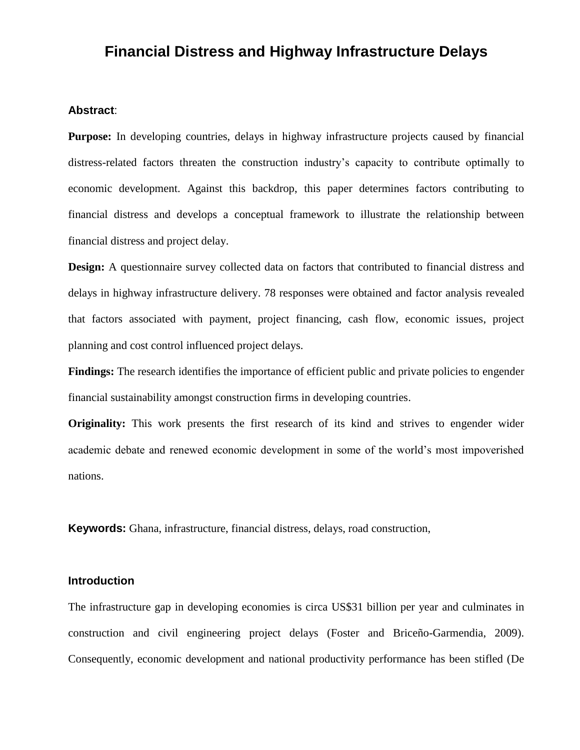# Financial Distress and Highway Infrastructure Delays

**Abstract**:

**Purpose:** In developing countries, delays in highway infrastructure projects caused by financial distress-related factors threaten the construction industry's capacity to contribute optimally to economic development. Against this backdrop, this paper determines factors contributing to financial distress and develops a conceptual framework to illustrate the relationship between financial distress and project delay.

**Design:** A questionnaire survey collected data on factors that contributed to financial distress and delays in highway infrastructure delivery. 78 responses were obtained and factor analysis revealed that factors associated with payment, project financing, cash flow, economic issues, project planning and cost control influenced project delays.

**Findings:** The research identifies the importance of efficient public and private policies to engender financial sustainability amongst construction firms in developing countries.

**Originality:** This work presents the first research of its kind and strives to engender wider academic debate and renewed economic development in some of the world's most impoverished nations.

**Keywords:** Ghana, infrastructure, financial distress, delays, road construction,

## Introduction

The infrastructure gap in developing economies is circa US$31 billion per year and culminates in construction and civil engineering project delays (Foster and Briceño-Garmendia, 2009). Consequently, economic development and national productivity performance has been stifled (De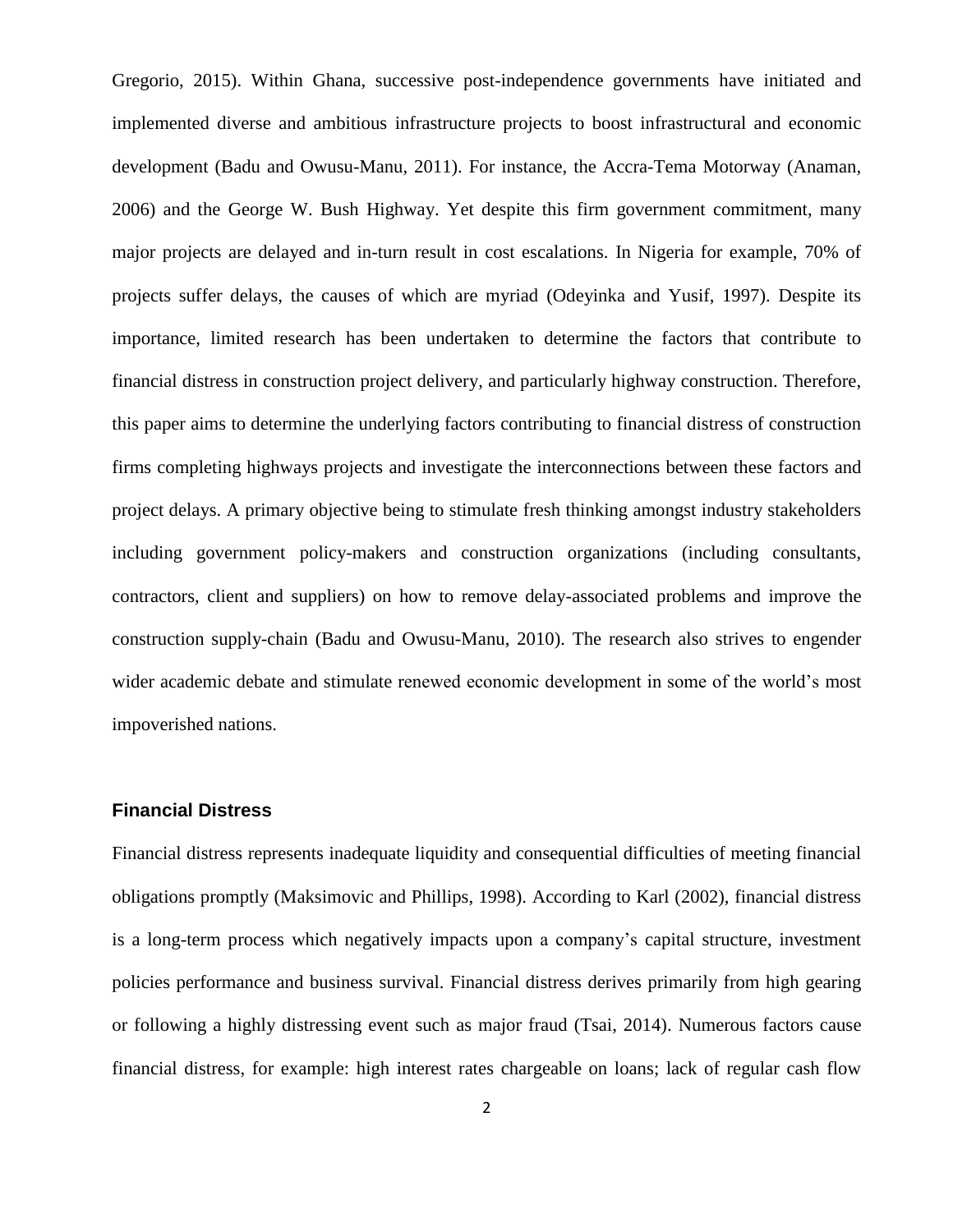Gregorio, 2015). Within Ghana, successive post-independence governments have initiated and implemented diverse and ambitious infrastructure projects to boost infrastructural and economic development (Badu and Owusu-Manu, 2011). For instance, the Accra-Tema Motorway (Anaman, 2006) and the George W. Bush Highway. Yet despite this firm government commitment, many major projects are delayed and in-turn result in cost escalations. In Nigeria for example, 70% of projects suffer delays, the causes of which are myriad (Odeyinka and Yusif, 1997). Despite its importance, limited research has been undertaken to determine the factors that contribute to financial distress in construction project delivery, and particularly highway construction. Therefore, this paper aims to determine the underlying factors contributing to financial distress of construction firms completing highways projects and investigate the interconnections between these factors and project delays. A primary objective being to stimulate fresh thinking amongst industry stakeholders including government policy-makers and construction organizations (including consultants, contractors, client and suppliers) on how to remove delay-associated problems and improve the construction supply-chain (Badu and Owusu-Manu, 2010). The research also strives to engender wider academic debate and stimulate renewed economic development in some of the world's most impoverished nations.

## Financial Distress

Financial distress represents inadequate liquidity and consequential difficulties of meeting financial obligations promptly (Maksimovic and Phillips, 1998). According to Karl (2002), financial distress is a long-term process which negatively impacts upon a company's capital structure, investment policies performance and business survival. Financial distress derives primarily from high gearing or following a highly distressing event such as major fraud (Tsai, 2014). Numerous factors cause financial distress, for example: high interest rates chargeable on loans; lack of regular cash flow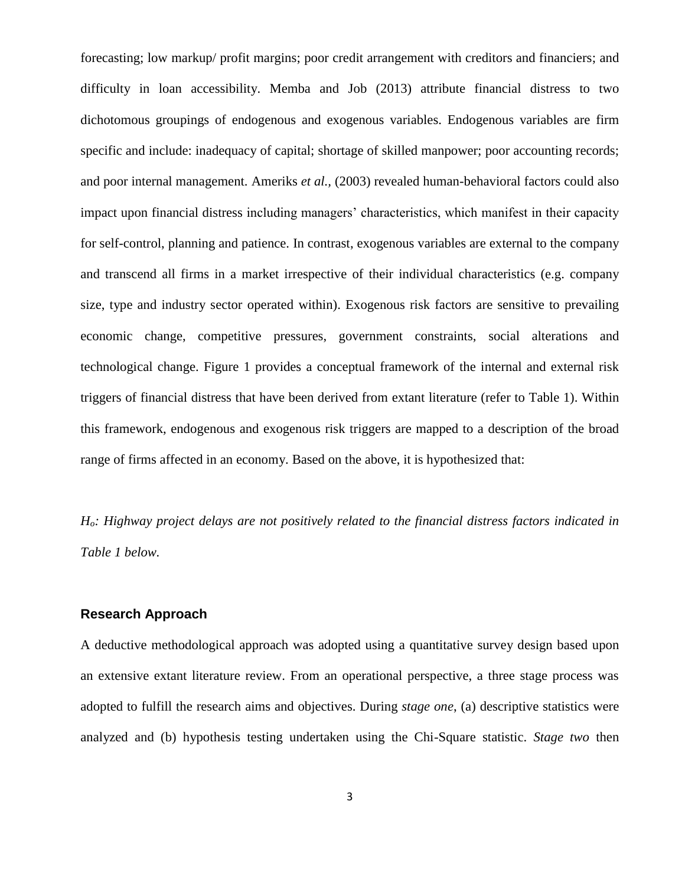forecasting; low markup/ profit margins; poor credit arrangement with creditors and financiers; and difficulty in loan accessibility. Memba and Job (2013) attribute financial distress to two dichotomous groupings of endogenous and exogenous variables. Endogenous variables are firm specific and include: inadequacy of capital; shortage of skilled manpower; poor accounting records; and poor internal management. Ameriks *et al.,* (2003) revealed human-behavioral factors could also impact upon financial distress including managers' characteristics, which manifest in their capacity for self-control, planning and patience. In contrast, exogenous variables are external to the company and transcend all firms in a market irrespective of their individual characteristics (e.g. company size, type and industry sector operated within). Exogenous risk factors are sensitive to prevailing economic change, competitive pressures, government constraints, social alterations and technological change. Figure 1 provides a conceptual framework of the internal and external risk triggers of financial distress that have been derived from extant literature (refer to Table 1). Within this framework, endogenous and exogenous risk triggers are mapped to a description of the broad range of firms affected in an economy. Based on the above, it is hypothesized that:

*$H_o$: Highway project delays are not positively related to the financial distress factors indicated in Table 1 below.*

## Research Approach

A deductive methodological approach was adopted using a quantitative survey design based upon an extensive extant literature review. From an operational perspective, a three stage process was adopted to fulfill the research aims and objectives. During *stage one*, (a) descriptive statistics were analyzed and (b) hypothesis testing undertaken using the Chi-Square statistic. *Stage two* then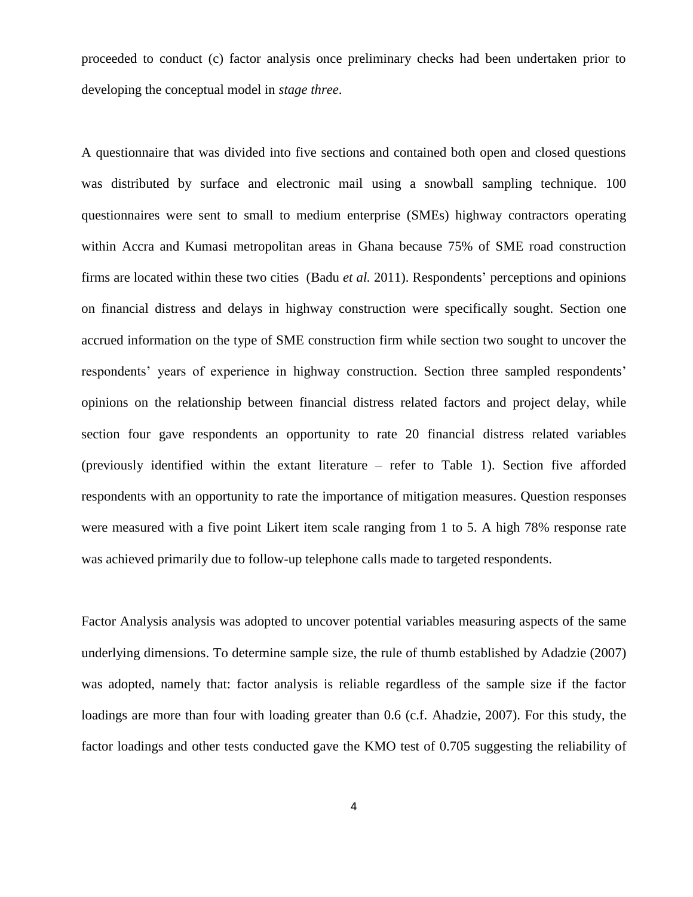proceeded to conduct (c) factor analysis once preliminary checks had been undertaken prior to developing the conceptual model in *stage three*.

A questionnaire that was divided into five sections and contained both open and closed questions was distributed by surface and electronic mail using a snowball sampling technique. 100 questionnaires were sent to small to medium enterprise (SMEs) highway contractors operating within Accra and Kumasi metropolitan areas in Ghana because 75% of SME road construction firms are located within these two cities (Badu *et al.* 2011). Respondents' perceptions and opinions on financial distress and delays in highway construction were specifically sought. Section one accrued information on the type of SME construction firm while section two sought to uncover the respondents' years of experience in highway construction. Section three sampled respondents' opinions on the relationship between financial distress related factors and project delay, while section four gave respondents an opportunity to rate 20 financial distress related variables (previously identified within the extant literature – refer to Table 1). Section five afforded respondents with an opportunity to rate the importance of mitigation measures. Question responses were measured with a five point Likert item scale ranging from 1 to 5. A high 78% response rate was achieved primarily due to follow-up telephone calls made to targeted respondents.

Factor Analysis analysis was adopted to uncover potential variables measuring aspects of the same underlying dimensions. To determine sample size, the rule of thumb established by Adadzie (2007) was adopted, namely that: factor analysis is reliable regardless of the sample size if the factor loadings are more than four with loading greater than 0.6 (c.f. Ahadzie, 2007). For this study, the factor loadings and other tests conducted gave the KMO test of 0.705 suggesting the reliability of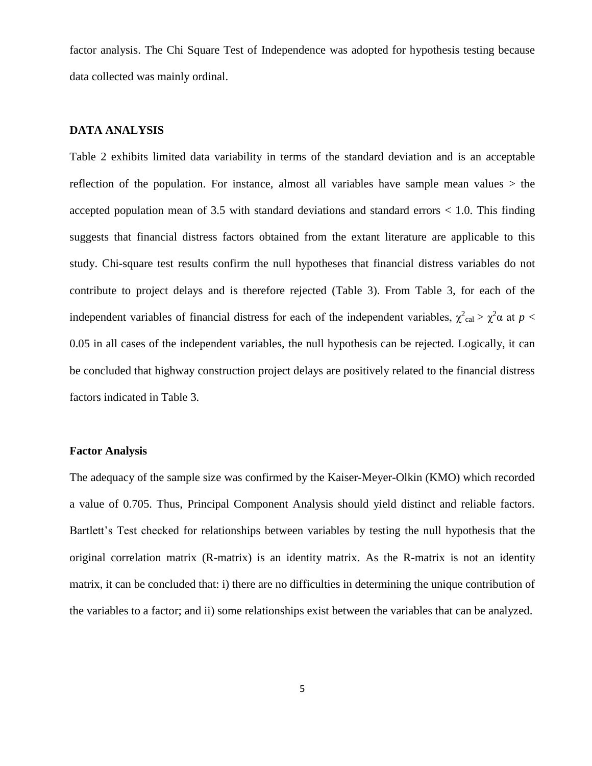factor analysis. The Chi Square Test of Independence was adopted for hypothesis testing because data collected was mainly ordinal.

## DATA ANALYSIS

Table 2 exhibits limited data variability in terms of the standard deviation and is an acceptable reflection of the population. For instance, almost all variables have sample mean values > the accepted population mean of 3.5 with standard deviations and standard errors < 1.0. This finding suggests that financial distress factors obtained from the extant literature are applicable to this study. Chi-square test results confirm the null hypotheses that financial distress variables do not contribute to project delays and is therefore rejected (Table 3). From Table 3, for each of the independent variables of financial distress for each of the independent variables, $\chi^2_{cal} > \chi^2\alpha$ at $p < 0.05$ in all cases of the independent variables, the null hypothesis can be rejected. Logically, it can be concluded that highway construction project delays are positively related to the financial distress factors indicated in Table 3.

### Factor Analysis

The adequacy of the sample size was confirmed by the Kaiser-Meyer-Olkin (KMO) which recorded a value of 0.705. Thus, Principal Component Analysis should yield distinct and reliable factors. Bartlett's Test checked for relationships between variables by testing the null hypothesis that the original correlation matrix (R-matrix) is an identity matrix. As the R-matrix is not an identity matrix, it can be concluded that: i) there are no difficulties in determining the unique contribution of the variables to a factor; and ii) some relationships exist between the variables that can be analyzed.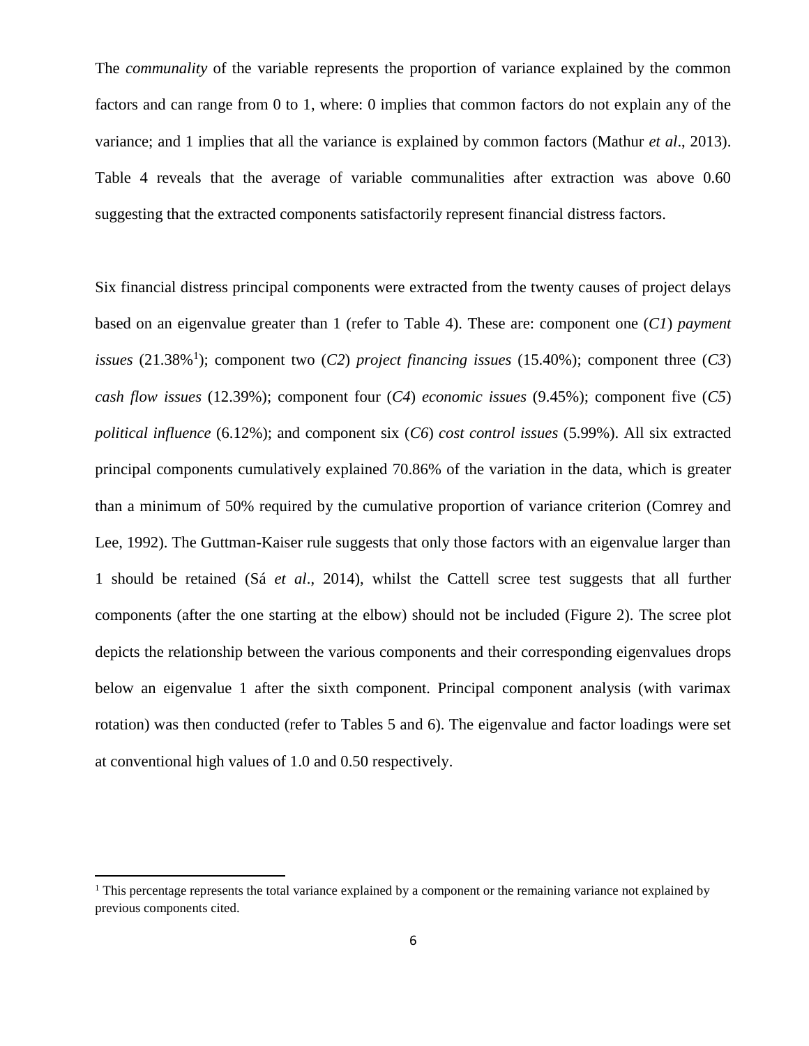The *communality* of the variable represents the proportion of variance explained by the common factors and can range from 0 to 1, where: 0 implies that common factors do not explain any of the variance; and 1 implies that all the variance is explained by common factors (Mathur *et al*., 2013). Table 4 reveals that the average of variable communalities after extraction was above 0.60 suggesting that the extracted components satisfactorily represent financial distress factors.

Six financial distress principal components were extracted from the twenty causes of project delays based on an eigenvalue greater than 1 (refer to Table 4). These are: component one (*C1*) *payment issues* (21.38%[1]); component two (*C2*) *project financing issues* (15.40%); component three (*C3*) *cash flow issues* (12.39%); component four (*C4*) *economic issues* (9.45%); component five (*C5*) *political influence* (6.12%); and component six (*C6*) *cost control issues* (5.99%). All six extracted principal components cumulatively explained 70.86% of the variation in the data, which is greater than a minimum of 50% required by the cumulative proportion of variance criterion (Comrey and Lee, 1992). The Guttman-Kaiser rule suggests that only those factors with an eigenvalue larger than 1 should be retained (Sá *et al*., 2014), whilst the Cattell scree test suggests that all further components (after the one starting at the elbow) should not be included (Figure 2). The scree plot depicts the relationship between the various components and their corresponding eigenvalues drops below an eigenvalue 1 after the sixth component. Principal component analysis (with varimax rotation) was then conducted (refer to Tables 5 and 6). The eigenvalue and factor loadings were set at conventional high values of 1.0 and 0.50 respectively.

[1] This percentage represents the total variance explained by a component or the remaining variance not explained by previous components cited.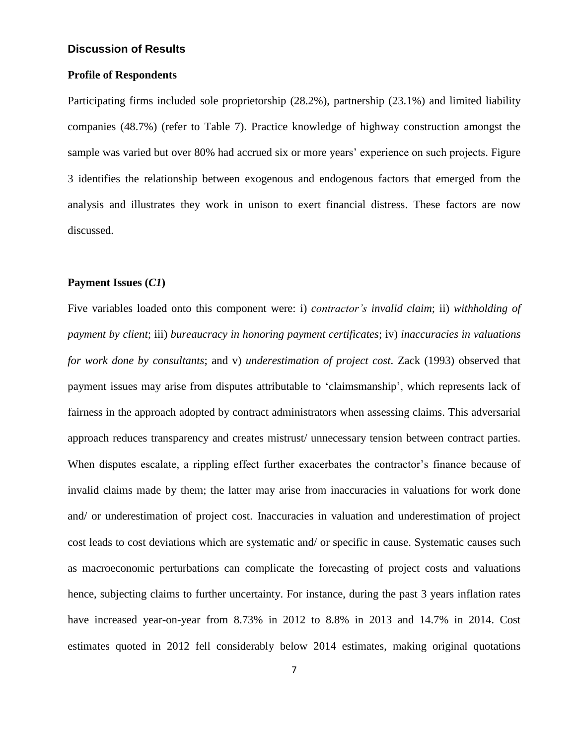## Discussion of Results

### Profile of Respondents

Participating firms included sole proprietorship (28.2%), partnership (23.1%) and limited liability companies (48.7%) (refer to Table 7). Practice knowledge of highway construction amongst the sample was varied but over 80% had accrued six or more years' experience on such projects. Figure 3 identifies the relationship between exogenous and endogenous factors that emerged from the analysis and illustrates they work in unison to exert financial distress. These factors are now discussed.

### Payment Issues (*C1*)

Five variables loaded onto this component were: i) *contractor's invalid claim*; ii) *withholding of payment by client*; iii) *bureaucracy in honoring payment certificates*; iv) *inaccuracies in valuations for work done by consultants*; and v) *underestimation of project cost*. Zack (1993) observed that payment issues may arise from disputes attributable to 'claimsmanship', which represents lack of fairness in the approach adopted by contract administrators when assessing claims. This adversarial approach reduces transparency and creates mistrust/ unnecessary tension between contract parties. When disputes escalate, a rippling effect further exacerbates the contractor's finance because of invalid claims made by them; the latter may arise from inaccuracies in valuations for work done and/ or underestimation of project cost. Inaccuracies in valuation and underestimation of project cost leads to cost deviations which are systematic and/ or specific in cause. Systematic causes such as macroeconomic perturbations can complicate the forecasting of project costs and valuations hence, subjecting claims to further uncertainty. For instance, during the past 3 years inflation rates have increased year-on-year from 8.73% in 2012 to 8.8% in 2013 and 14.7% in 2014. Cost estimates quoted in 2012 fell considerably below 2014 estimates, making original quotations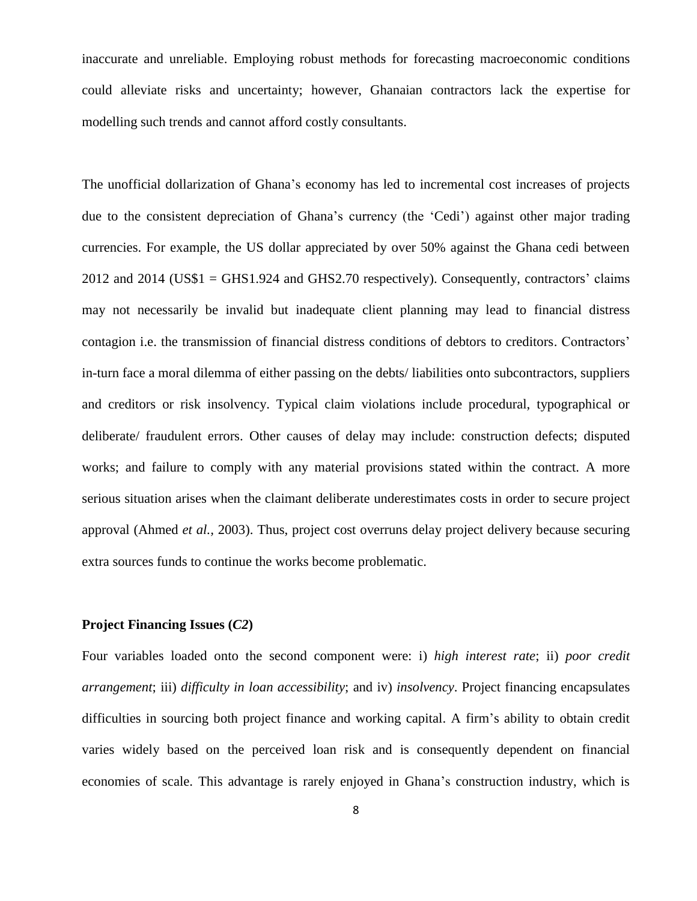inaccurate and unreliable. Employing robust methods for forecasting macroeconomic conditions could alleviate risks and uncertainty; however, Ghanaian contractors lack the expertise for modelling such trends and cannot afford costly consultants.

The unofficial dollarization of Ghana's economy has led to incremental cost increases of projects due to the consistent depreciation of Ghana's currency (the 'Cedi') against other major trading currencies. For example, the US dollar appreciated by over 50% against the Ghana cedi between 2012 and 2014 (US$1 = GHS1.924 and GHS2.70 respectively). Consequently, contractors' claims may not necessarily be invalid but inadequate client planning may lead to financial distress contagion i.e. the transmission of financial distress conditions of debtors to creditors. Contractors' in-turn face a moral dilemma of either passing on the debts/ liabilities onto subcontractors, suppliers and creditors or risk insolvency. Typical claim violations include procedural, typographical or deliberate/ fraudulent errors. Other causes of delay may include: construction defects; disputed works; and failure to comply with any material provisions stated within the contract. A more serious situation arises when the claimant deliberate underestimates costs in order to secure project approval (Ahmed *et al.*, 2003). Thus, project cost overruns delay project delivery because securing extra sources funds to continue the works become problematic.

**Project Financing Issues (*C2*)**

Four variables loaded onto the second component were: i) *high interest rate*; ii) *poor credit arrangement*; iii) *difficulty in loan accessibility*; and iv) *insolvency*. Project financing encapsulates difficulties in sourcing both project finance and working capital. A firm's ability to obtain credit varies widely based on the perceived loan risk and is consequently dependent on financial economies of scale. This advantage is rarely enjoyed in Ghana's construction industry, which is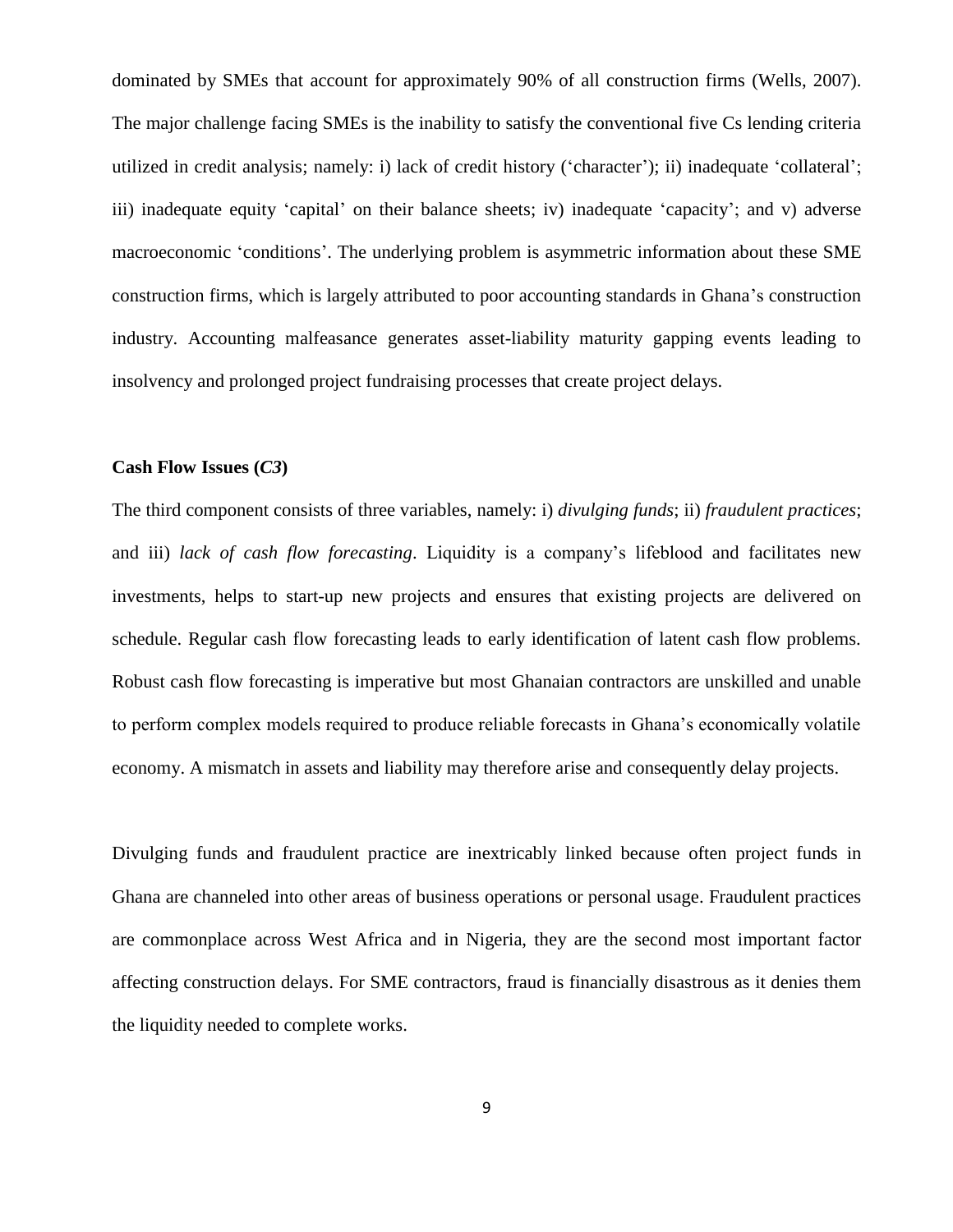dominated by SMEs that account for approximately 90% of all construction firms (Wells, 2007). The major challenge facing SMEs is the inability to satisfy the conventional five Cs lending criteria utilized in credit analysis; namely: i) lack of credit history ('character'); ii) inadequate 'collateral'; iii) inadequate equity 'capital' on their balance sheets; iv) inadequate 'capacity'; and v) adverse macroeconomic 'conditions'. The underlying problem is asymmetric information about these SME construction firms, which is largely attributed to poor accounting standards in Ghana's construction industry. Accounting malfeasance generates asset-liability maturity gapping events leading to insolvency and prolonged project fundraising processes that create project delays.

**Cash Flow Issues (*C3*)**

The third component consists of three variables, namely: i) *divulging funds*; ii) *fraudulent practices*; and iii) *lack of cash flow forecasting*. Liquidity is a company's lifeblood and facilitates new investments, helps to start-up new projects and ensures that existing projects are delivered on schedule. Regular cash flow forecasting leads to early identification of latent cash flow problems. Robust cash flow forecasting is imperative but most Ghanaian contractors are unskilled and unable to perform complex models required to produce reliable forecasts in Ghana's economically volatile economy. A mismatch in assets and liability may therefore arise and consequently delay projects.

Divulging funds and fraudulent practice are inextricably linked because often project funds in Ghana are channeled into other areas of business operations or personal usage. Fraudulent practices are commonplace across West Africa and in Nigeria, they are the second most important factor affecting construction delays. For SME contractors, fraud is financially disastrous as it denies them the liquidity needed to complete works.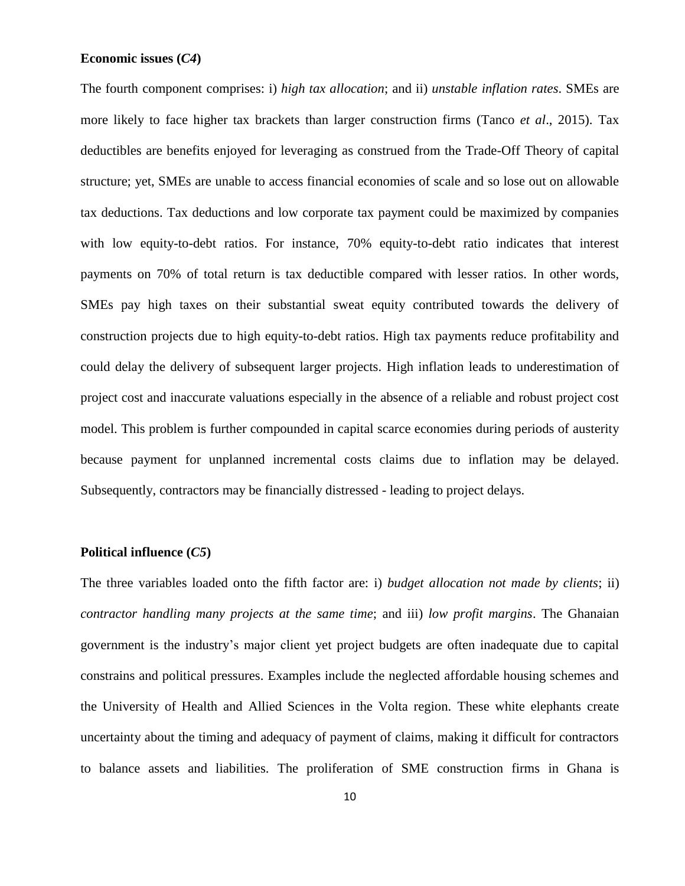**Economic issues (*C4*)**

The fourth component comprises: i) *high tax allocation*; and ii) *unstable inflation rates*. SMEs are more likely to face higher tax brackets than larger construction firms (Tanco *et al*., 2015). Tax deductibles are benefits enjoyed for leveraging as construed from the Trade-Off Theory of capital structure; yet, SMEs are unable to access financial economies of scale and so lose out on allowable tax deductions. Tax deductions and low corporate tax payment could be maximized by companies with low equity-to-debt ratios. For instance, 70% equity-to-debt ratio indicates that interest payments on 70% of total return is tax deductible compared with lesser ratios. In other words, SMEs pay high taxes on their substantial sweat equity contributed towards the delivery of construction projects due to high equity-to-debt ratios. High tax payments reduce profitability and could delay the delivery of subsequent larger projects. High inflation leads to underestimation of project cost and inaccurate valuations especially in the absence of a reliable and robust project cost model. This problem is further compounded in capital scarce economies during periods of austerity because payment for unplanned incremental costs claims due to inflation may be delayed. Subsequently, contractors may be financially distressed - leading to project delays.

**Political influence (*C5*)**

The three variables loaded onto the fifth factor are: i) *budget allocation not made by clients*; ii) *contractor handling many projects at the same time*; and iii) *low profit margins*. The Ghanaian government is the industry's major client yet project budgets are often inadequate due to capital constrains and political pressures. Examples include the neglected affordable housing schemes and the University of Health and Allied Sciences in the Volta region. These white elephants create uncertainty about the timing and adequacy of payment of claims, making it difficult for contractors to balance assets and liabilities. The proliferation of SME construction firms in Ghana is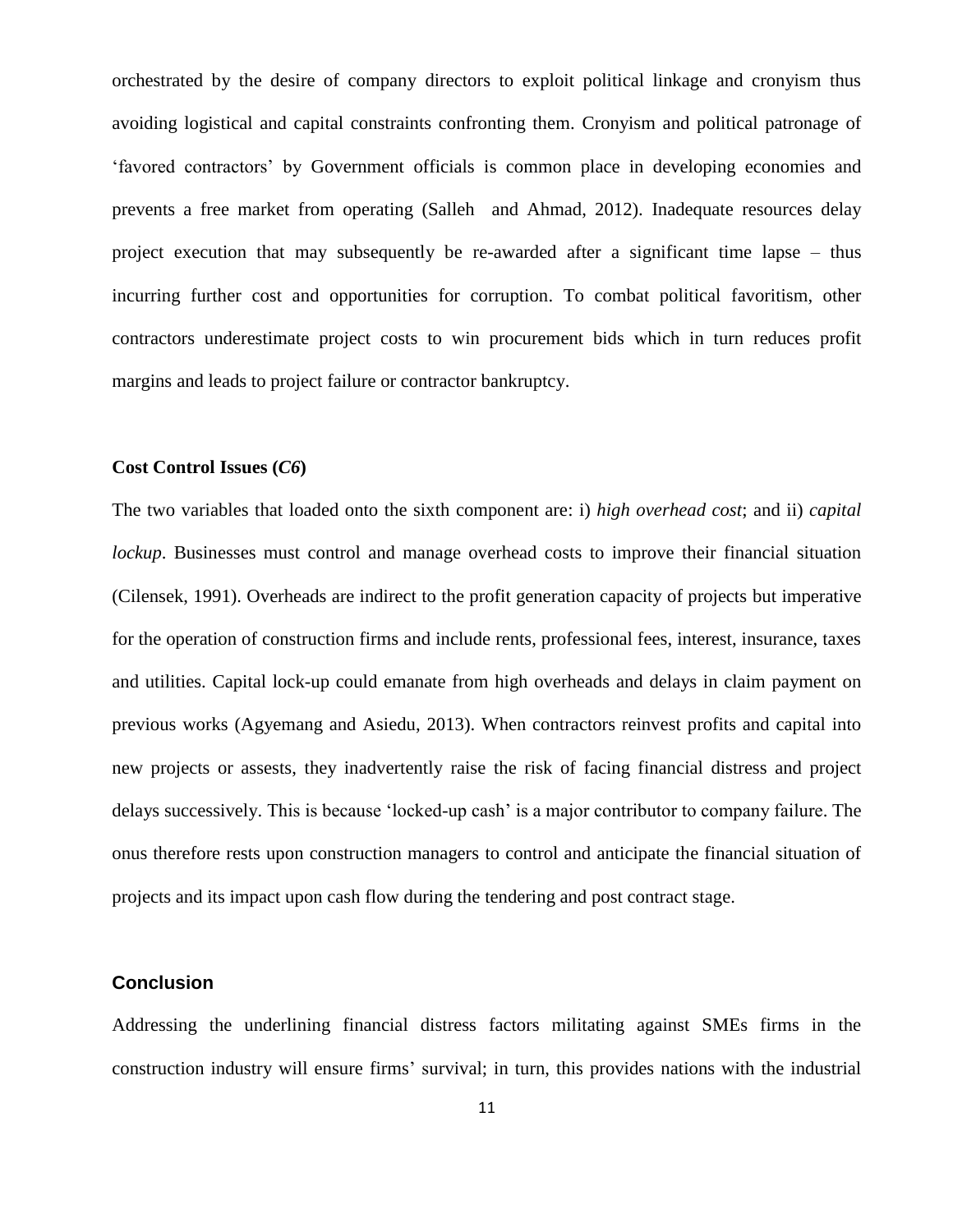orchestrated by the desire of company directors to exploit political linkage and cronyism thus avoiding logistical and capital constraints confronting them. Cronyism and political patronage of 'favored contractors' by Government officials is common place in developing economies and prevents a free market from operating (Salleh and Ahmad, 2012). Inadequate resources delay project execution that may subsequently be re-awarded after a significant time lapse – thus incurring further cost and opportunities for corruption. To combat political favoritism, other contractors underestimate project costs to win procurement bids which in turn reduces profit margins and leads to project failure or contractor bankruptcy.

**Cost Control Issues (*C6*)**

The two variables that loaded onto the sixth component are: i) *high overhead cost*; and ii) *capital lockup*. Businesses must control and manage overhead costs to improve their financial situation (Cilensek, 1991). Overheads are indirect to the profit generation capacity of projects but imperative for the operation of construction firms and include rents, professional fees, interest, insurance, taxes and utilities. Capital lock-up could emanate from high overheads and delays in claim payment on previous works (Agyemang and Asiedu, 2013). When contractors reinvest profits and capital into new projects or assests, they inadvertently raise the risk of facing financial distress and project delays successively. This is because 'locked-up cash' is a major contributor to company failure. The onus therefore rests upon construction managers to control and anticipate the financial situation of projects and its impact upon cash flow during the tendering and post contract stage.

## Conclusion

Addressing the underlining financial distress factors militating against SMEs firms in the construction industry will ensure firms' survival; in turn, this provides nations with the industrial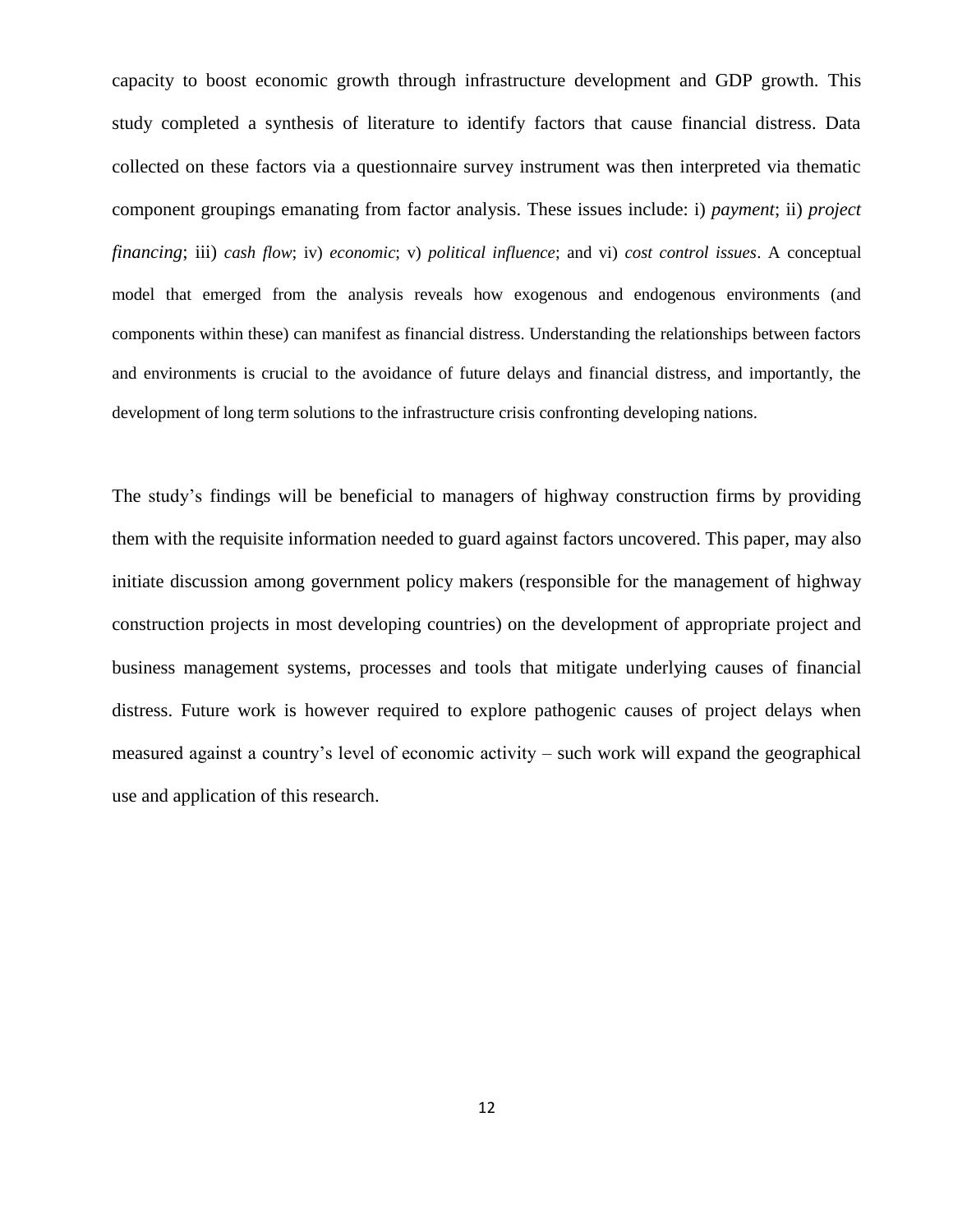capacity to boost economic growth through infrastructure development and GDP growth. This study completed a synthesis of literature to identify factors that cause financial distress. Data collected on these factors via a questionnaire survey instrument was then interpreted via thematic component groupings emanating from factor analysis. These issues include: i) *payment*; ii) *project financing*; iii) *cash flow*; iv) *economic*; v) *political influence*; and vi) *cost control issues*. A conceptual model that emerged from the analysis reveals how exogenous and endogenous environments (and components within these) can manifest as financial distress. Understanding the relationships between factors and environments is crucial to the avoidance of future delays and financial distress, and importantly, the development of long term solutions to the infrastructure crisis confronting developing nations.

The study's findings will be beneficial to managers of highway construction firms by providing them with the requisite information needed to guard against factors uncovered. This paper, may also initiate discussion among government policy makers (responsible for the management of highway construction projects in most developing countries) on the development of appropriate project and business management systems, processes and tools that mitigate underlying causes of financial distress. Future work is however required to explore pathogenic causes of project delays when measured against a country's level of economic activity – such work will expand the geographical use and application of this research.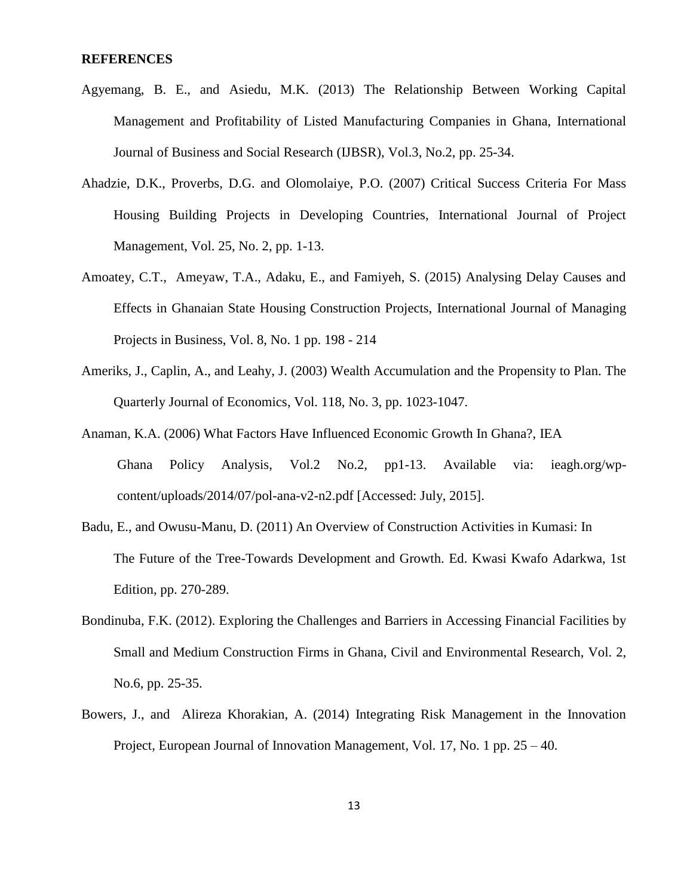**REFERENCES**

Agyemang, B. E., and Asiedu, M.K. (2013) The Relationship Between Working Capital Management and Profitability of Listed Manufacturing Companies in Ghana, International Journal of Business and Social Research (IJBSR), Vol.3, No.2, pp. 25-34.

Ahadzie, D.K., Proverbs, D.G. and Olomolaiye, P.O. (2007) Critical Success Criteria For Mass Housing Building Projects in Developing Countries, International Journal of Project Management, Vol. 25, No. 2, pp. 1-13.

Amoatey, C.T., Ameyaw, T.A., Adaku, E., and Famiyeh, S. (2015) Analysing Delay Causes and Effects in Ghanaian State Housing Construction Projects, International Journal of Managing Projects in Business, Vol. 8, No. 1 pp. 198 - 214

Ameriks, J., Caplin, A., and Leahy, J. (2003) Wealth Accumulation and the Propensity to Plan. The Quarterly Journal of Economics, Vol. 118, No. 3, pp. 1023-1047.

Anaman, K.A. (2006) What Factors Have Influenced Economic Growth In Ghana?, IEA Ghana Policy Analysis, Vol.2 No.2, pp1-13. Available via: ieagh.org/wp-content/uploads/2014/07/pol-ana-v2-n2.pdf [Accessed: July, 2015].

Badu, E., and Owusu-Manu, D. (2011) An Overview of Construction Activities in Kumasi: In The Future of the Tree-Towards Development and Growth. Ed. Kwasi Kwafo Adarkwa, 1st Edition, pp. 270-289.

Bondinuba, F.K. (2012). Exploring the Challenges and Barriers in Accessing Financial Facilities by Small and Medium Construction Firms in Ghana, Civil and Environmental Research, Vol. 2, No.6, pp. 25-35.

Bowers, J., and Alireza Khorakian, A. (2014) Integrating Risk Management in the Innovation Project, European Journal of Innovation Management, Vol. 17, No. 1 pp. 25 – 40.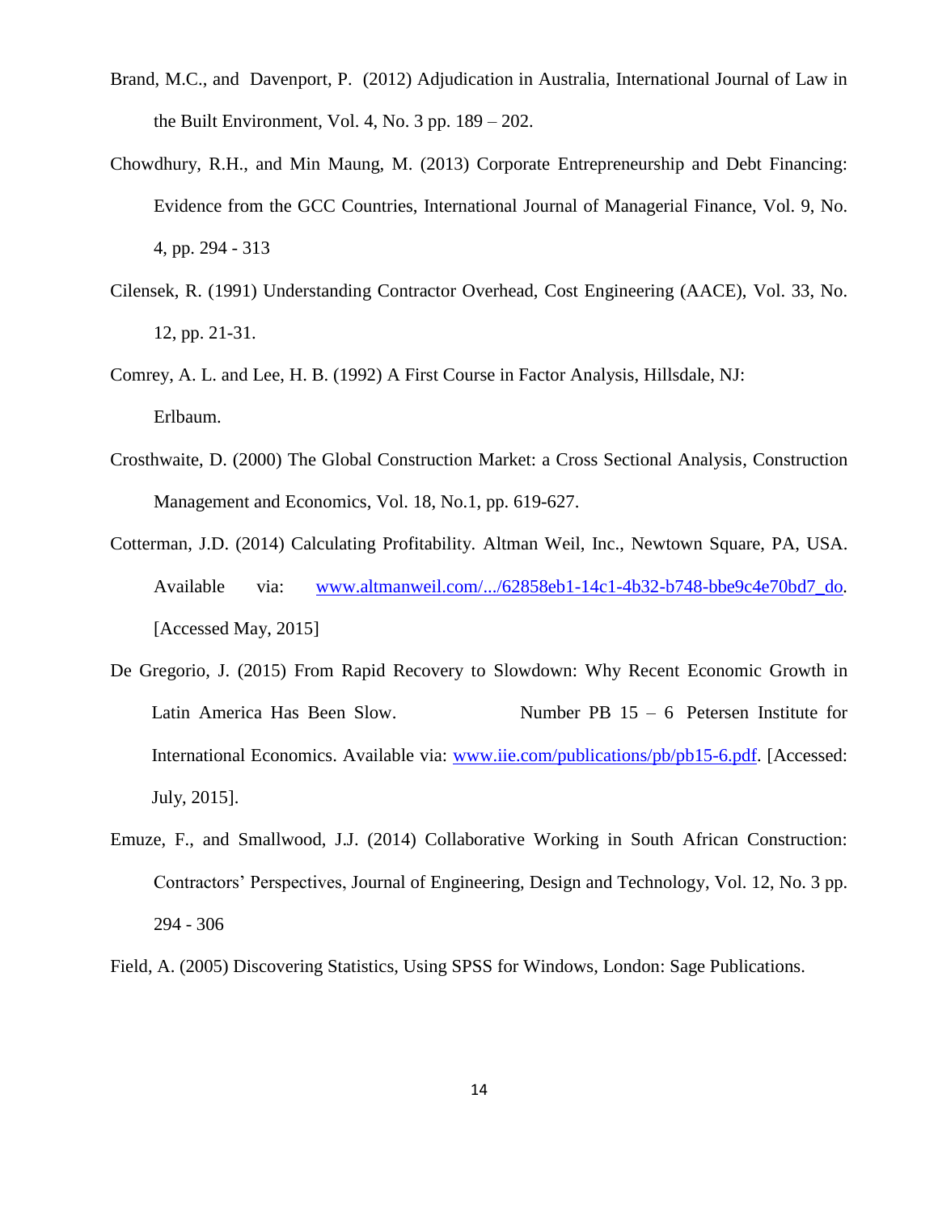Brand, M.C., and Davenport, P. (2012) Adjudication in Australia, International Journal of Law in the Built Environment, Vol. 4, No. 3 pp. 189 – 202.

Chowdhury, R.H., and Min Maung, M. (2013) Corporate Entrepreneurship and Debt Financing: Evidence from the GCC Countries, International Journal of Managerial Finance, Vol. 9, No. 4, pp. 294 - 313

Cilensek, R. (1991) Understanding Contractor Overhead, Cost Engineering (AACE), Vol. 33, No. 12, pp. 21-31.

Comrey, A. L. and Lee, H. B. (1992) A First Course in Factor Analysis, Hillsdale, NJ: Erlbaum.

Crosthwaite, D. (2000) The Global Construction Market: a Cross Sectional Analysis, Construction Management and Economics, Vol. 18, No.1, pp. 619-627.

Cotterman, J.D. (2014) Calculating Profitability. Altman Weil, Inc., Newtown Square, PA, USA. Available via: www.altmanweil.com/.../62858eb1-14c1-4b32-b748-bbe9c4e70bd7_do. [Accessed May, 2015]

De Gregorio, J. (2015) From Rapid Recovery to Slowdown: Why Recent Economic Growth in Latin America Has Been Slow. Number PB 15 – 6 Petersen Institute for International Economics. Available via: www.iie.com/publications/pb/pb15-6.pdf. [Accessed: July, 2015].

Emuze, F., and Smallwood, J.J. (2014) Collaborative Working in South African Construction: Contractors' Perspectives, Journal of Engineering, Design and Technology, Vol. 12, No. 3 pp. 294 - 306

Field, A. (2005) Discovering Statistics, Using SPSS for Windows, London: Sage Publications.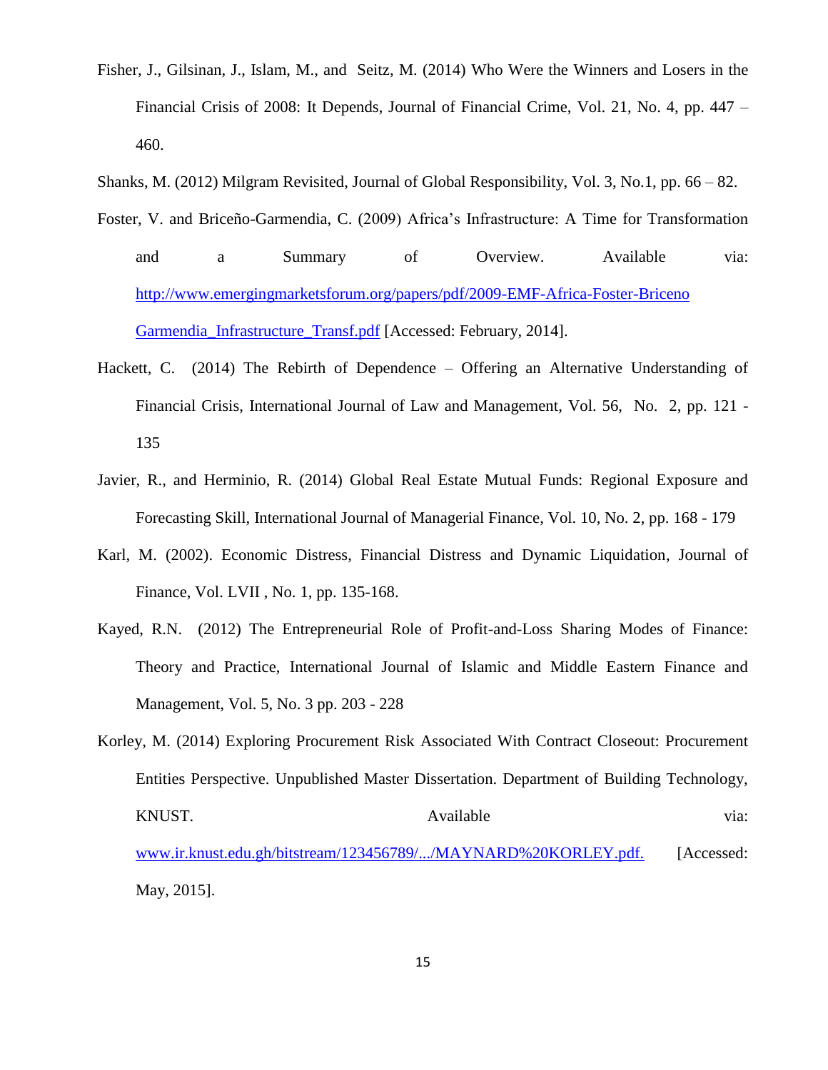Fisher, J., Gilsinan, J., Islam, M., and Seitz, M. (2014) Who Were the Winners and Losers in the Financial Crisis of 2008: It Depends, Journal of Financial Crime, Vol. 21, No. 4, pp. 447 – 460.

Shanks, M. (2012) Milgram Revisited, Journal of Global Responsibility, Vol. 3, No.1, pp. 66 – 82.

Foster, V. and Briceño-Garmendia, C. (2009) Africa's Infrastructure: A Time for Transformation and a Summary of Overview. Available via: http://www.emergingmarketsforum.org/papers/pdf/2009-EMF-Africa-Foster-Briceno Garmendia_Infrastructure_Transf.pdf [Accessed: February, 2014].

Hackett, C. (2014) The Rebirth of Dependence – Offering an Alternative Understanding of Financial Crisis, International Journal of Law and Management, Vol. 56, No. 2, pp. 121 - 135

Javier, R., and Herminio, R. (2014) Global Real Estate Mutual Funds: Regional Exposure and Forecasting Skill, International Journal of Managerial Finance, Vol. 10, No. 2, pp. 168 - 179

Karl, M. (2002). Economic Distress, Financial Distress and Dynamic Liquidation, Journal of Finance, Vol. LVII , No. 1, pp. 135-168.

Kayed, R.N. (2012) The Entrepreneurial Role of Profit-and-Loss Sharing Modes of Finance: Theory and Practice, International Journal of Islamic and Middle Eastern Finance and Management, Vol. 5, No. 3 pp. 203 - 228

Korley, M. (2014) Exploring Procurement Risk Associated With Contract Closeout: Procurement Entities Perspective. Unpublished Master Dissertation. Department of Building Technology, KNUST. Available via: www.ir.knust.edu.gh/bitstream/123456789/.../MAYNARD%20KORLEY.pdf. [Accessed: May, 2015].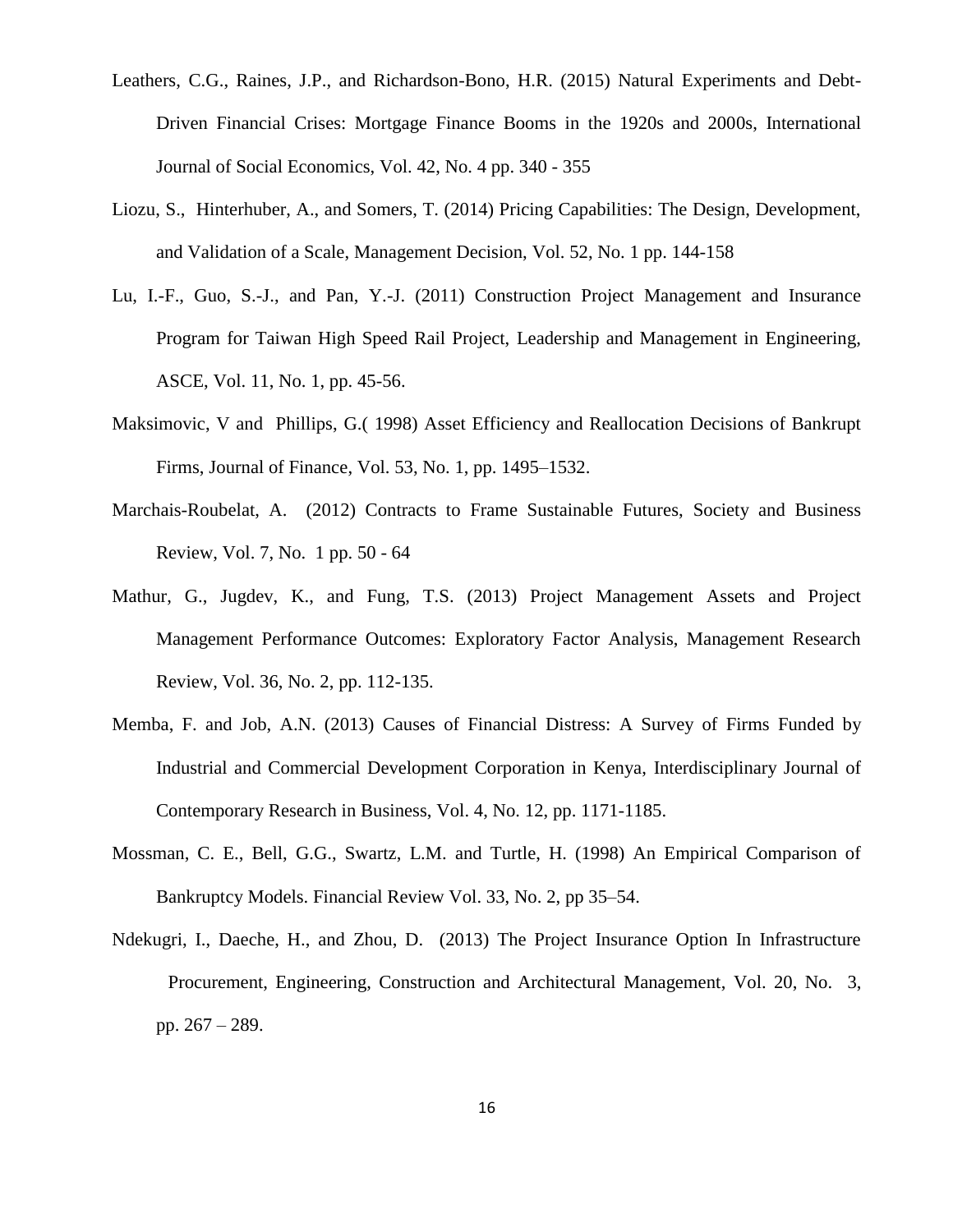Leathers, C.G., Raines, J.P., and Richardson-Bono, H.R. (2015) Natural Experiments and Debt-Driven Financial Crises: Mortgage Finance Booms in the 1920s and 2000s, International Journal of Social Economics, Vol. 42, No. 4 pp. 340 - 355

Liozu, S., Hinterhuber, A., and Somers, T. (2014) Pricing Capabilities: The Design, Development, and Validation of a Scale, Management Decision, Vol. 52, No. 1 pp. 144-158

Lu, I.-F., Guo, S.-J., and Pan, Y.-J. (2011) Construction Project Management and Insurance Program for Taiwan High Speed Rail Project, Leadership and Management in Engineering, ASCE, Vol. 11, No. 1, pp. 45-56.

Maksimovic, V and Phillips, G.( 1998) Asset Efficiency and Reallocation Decisions of Bankrupt Firms, Journal of Finance, Vol. 53, No. 1, pp. 1495–1532.

Marchais-Roubelat, A. (2012) Contracts to Frame Sustainable Futures, Society and Business Review, Vol. 7, No. 1 pp. 50 - 64

Mathur, G., Jugdev, K., and Fung, T.S. (2013) Project Management Assets and Project Management Performance Outcomes: Exploratory Factor Analysis, Management Research Review, Vol. 36, No. 2, pp. 112-135.

Memba, F. and Job, A.N. (2013) Causes of Financial Distress: A Survey of Firms Funded by Industrial and Commercial Development Corporation in Kenya, Interdisciplinary Journal of Contemporary Research in Business, Vol. 4, No. 12, pp. 1171-1185.

Mossman, C. E., Bell, G.G., Swartz, L.M. and Turtle, H. (1998) An Empirical Comparison of Bankruptcy Models. Financial Review Vol. 33, No. 2, pp 35–54.

Ndekugri, I., Daeche, H., and Zhou, D. (2013) The Project Insurance Option In Infrastructure Procurement, Engineering, Construction and Architectural Management, Vol. 20, No. 3, pp. 267 – 289.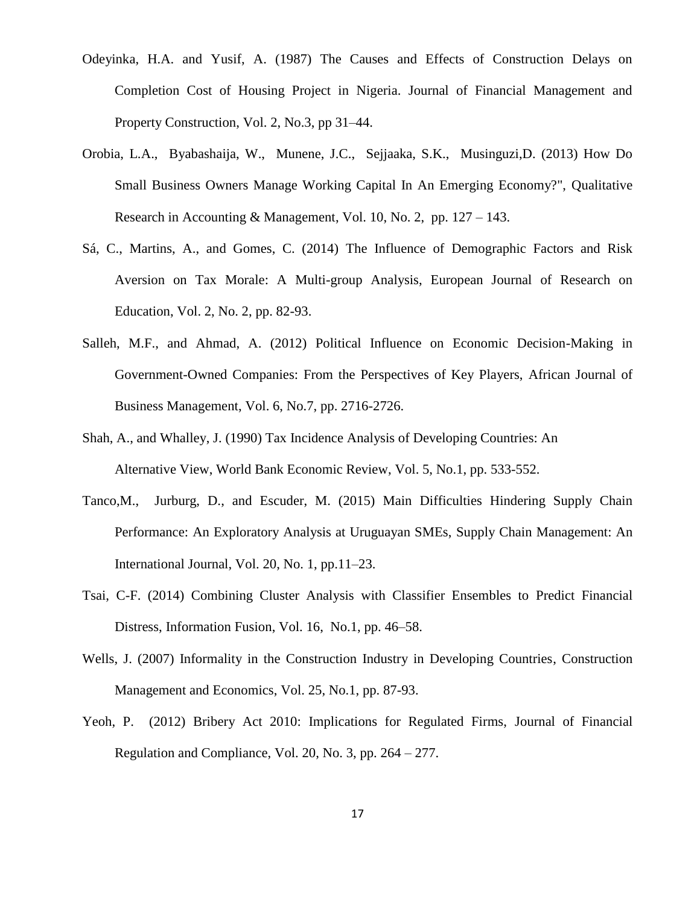Odeyinka, H.A. and Yusif, A. (1987) The Causes and Effects of Construction Delays on Completion Cost of Housing Project in Nigeria. Journal of Financial Management and Property Construction, Vol. 2, No.3, pp 31–44.

Orobia, L.A., Byabashaija, W., Munene, J.C., Sejjaaka, S.K., Musinguzi,D. (2013) How Do Small Business Owners Manage Working Capital In An Emerging Economy?", Qualitative Research in Accounting & Management, Vol. 10, No. 2, pp. 127 – 143.

Sá, C., Martins, A., and Gomes, C. (2014) The Influence of Demographic Factors and Risk Aversion on Tax Morale: A Multi-group Analysis, European Journal of Research on Education, Vol. 2, No. 2, pp. 82-93.

Salleh, M.F., and Ahmad, A. (2012) Political Influence on Economic Decision-Making in Government-Owned Companies: From the Perspectives of Key Players, African Journal of Business Management, Vol. 6, No.7, pp. 2716-2726.

Shah, A., and Whalley, J. (1990) Tax Incidence Analysis of Developing Countries: An Alternative View, World Bank Economic Review, Vol. 5, No.1, pp. 533-552.

Tanco,M., Jurburg, D., and Escuder, M. (2015) Main Difficulties Hindering Supply Chain Performance: An Exploratory Analysis at Uruguayan SMEs, Supply Chain Management: An International Journal, Vol. 20, No. 1, pp.11–23.

Tsai, C-F. (2014) Combining Cluster Analysis with Classifier Ensembles to Predict Financial Distress, Information Fusion, Vol. 16, No.1, pp. 46–58.

Wells, J. (2007) Informality in the Construction Industry in Developing Countries, Construction Management and Economics, Vol. 25, No.1, pp. 87-93.

Yeoh, P. (2012) Bribery Act 2010: Implications for Regulated Firms, Journal of Financial Regulation and Compliance, Vol. 20, No. 3, pp. 264 – 277.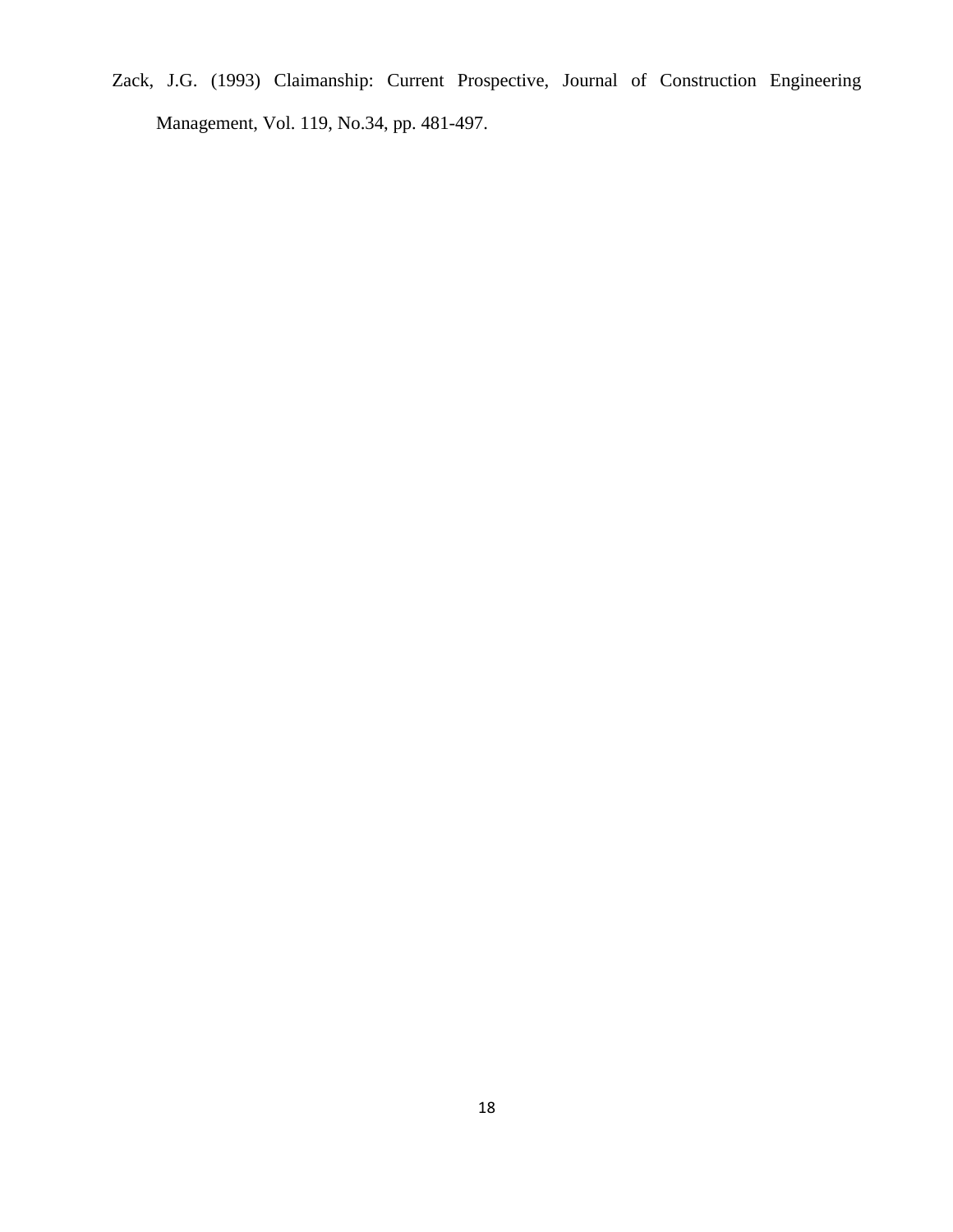Zack, J.G. (1993) Claimanship: Current Prospective, Journal of Construction Engineering Management, Vol. 119, No.34, pp. 481-497.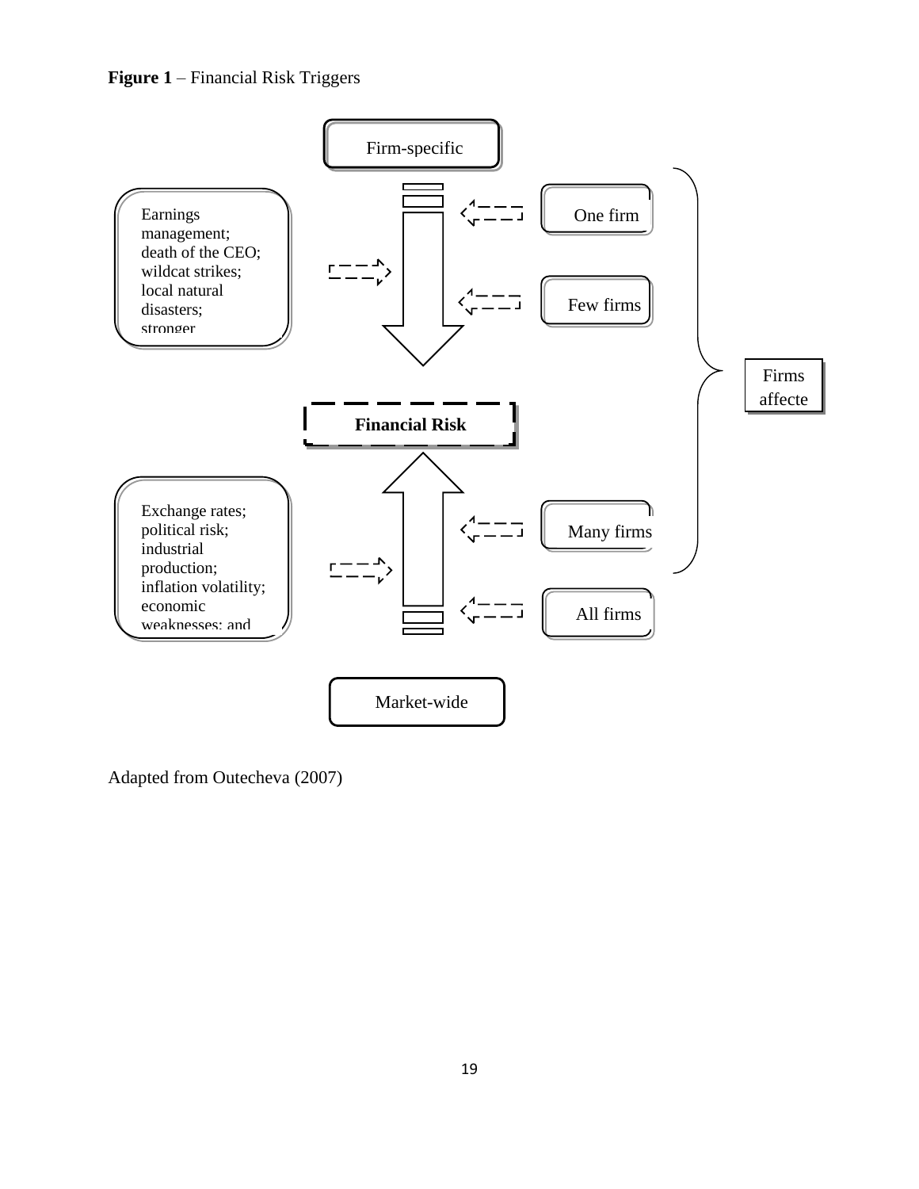**Figure 1** – Financial Risk Triggers

Firm-specific

Earnings management; death of the CEO; wildcat strikes; local natural disasters; stronger

One firm

Few firms

Firms affecte

**Financial Risk**

Exchange rates; political risk; industrial production; inflation volatility; economic weaknesses; and

Many firms

All firms

Market-wide

Adapted from Outecheva (2007)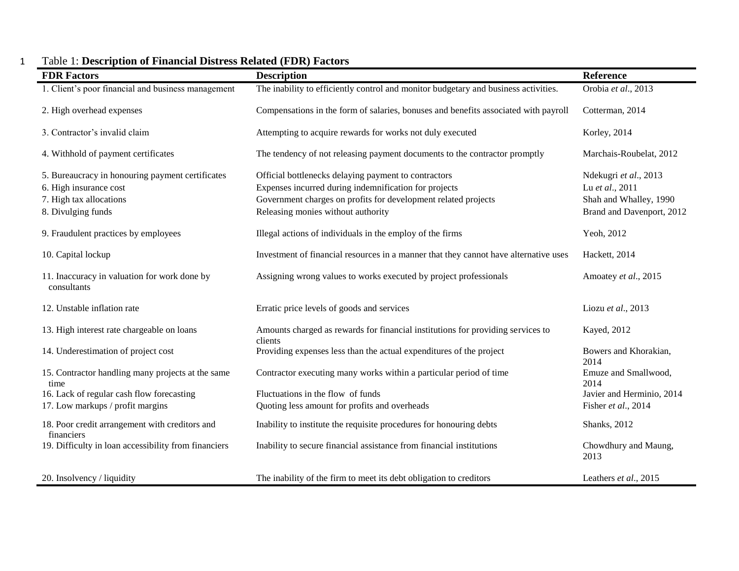Table 1: **Description of Financial Distress Related (FDR) Factors**

| FDR Factors | Description | Reference |
|---|---|---|
| 1. Client's poor financial and business management | The inability to efficiently control and monitor budgetary and business activities. | Orobia *et al*., 2013 |
| 2. High overhead expenses | Compensations in the form of salaries, bonuses and benefits associated with payroll | Cotterman, 2014 |
| 3. Contractor's invalid claim | Attempting to acquire rewards for works not duly executed | Korley, 2014 |
| 4. Withhold of payment certificates | The tendency of not releasing payment documents to the contractor promptly | Marchais-Roubelat, 2012 |
| 5. Bureaucracy in honouring payment certificates | Official bottlenecks delaying payment to contractors | Ndekugri *et al*., 2013 |
| 6. High insurance cost | Expenses incurred during indemnification for projects | Lu *et al*., 2011 |
| 7. High tax allocations | Government charges on profits for development related projects | Shah and Whalley, 1990 |
| 8. Divulging funds | Releasing monies without authority | Brand and Davenport, 2012 |
| 9. Fraudulent practices by employees | Illegal actions of individuals in the employ of the firms | Yeoh, 2012 |
| 10. Capital lockup | Investment of financial resources in a manner that they cannot have alternative uses | Hackett, 2014 |
| 11. Inaccuracy in valuation for work done by consultants | Assigning wrong values to works executed by project professionals | Amoatey *et al*., 2015 |
| 12. Unstable inflation rate | Erratic price levels of goods and services | Liozu *et al*., 2013 |
| 13. High interest rate chargeable on loans | Amounts charged as rewards for financial institutions for providing services to clients | Kayed, 2012 |
| 14. Underestimation of project cost | Providing expenses less than the actual expenditures of the project | Bowers and Khorakian, 2014 |
| 15. Contractor handling many projects at the same time | Contractor executing many works within a particular period of time | Emuze and Smallwood, 2014 |
| 16. Lack of regular cash flow forecasting | Fluctuations in the flow of funds | Javier and Herminio, 2014 |
| 17. Low markups / profit margins | Quoting less amount for profits and overheads | Fisher *et al*., 2014 |
| 18. Poor credit arrangement with creditors and financiers | Inability to institute the requisite procedures for honouring debts | Shanks, 2012 |
| 19. Difficulty in loan accessibility from financiers | Inability to secure financial assistance from financial institutions | Chowdhury and Maung, 2013 |
| 20. Insolvency / liquidity | The inability of the firm to meet its debt obligation to creditors | Leathers *et al*., 2015 |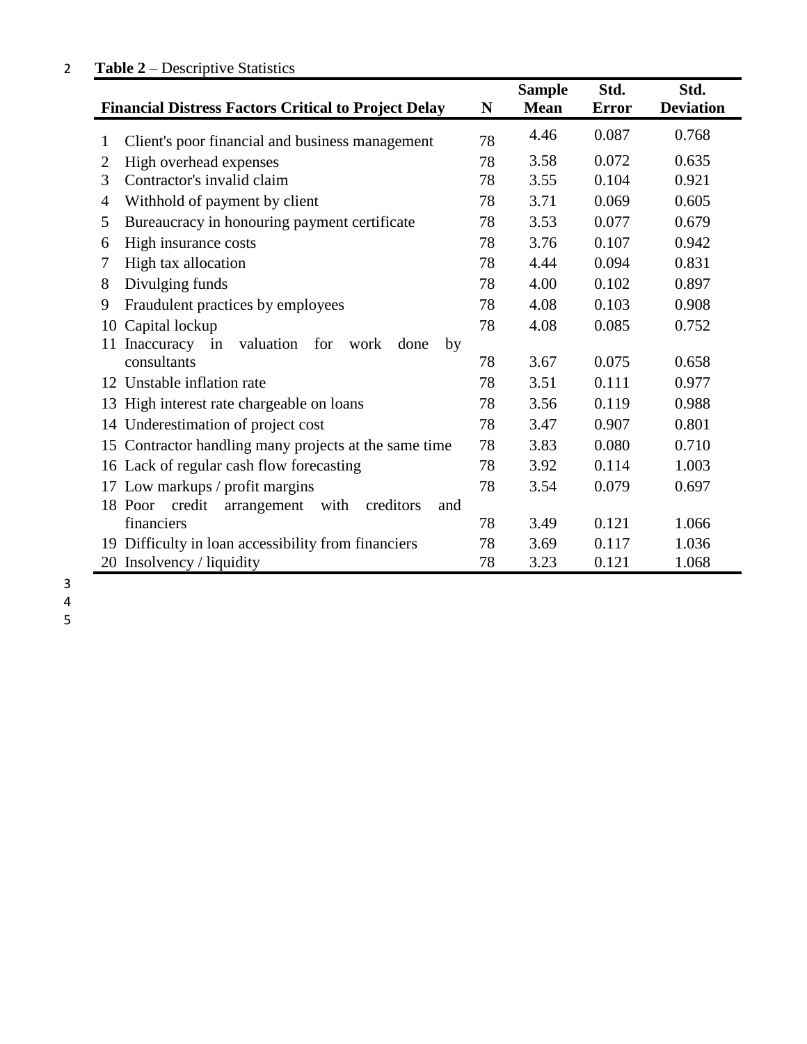**Table 2** – Descriptive Statistics

| | Financial Distress Factors Critical to Project Delay | N | Sample Mean | Std. Error | Std. Deviation |
|---|---|---|---|---|---|
| 1 | Client's poor financial and business management | 78 | 4.46 | 0.087 | 0.768 |
| 2 | High overhead expenses | 78 | 3.58 | 0.072 | 0.635 |
| 3 | Contractor's invalid claim | 78 | 3.55 | 0.104 | 0.921 |
| 4 | Withhold of payment by client | 78 | 3.71 | 0.069 | 0.605 |
| 5 | Bureaucracy in honouring payment certificate | 78 | 3.53 | 0.077 | 0.679 |
| 6 | High insurance costs | 78 | 3.76 | 0.107 | 0.942 |
| 7 | High tax allocation | 78 | 4.44 | 0.094 | 0.831 |
| 8 | Divulging funds | 78 | 4.00 | 0.102 | 0.897 |
| 9 | Fraudulent practices by employees | 78 | 4.08 | 0.103 | 0.908 |
| 10 | Capital lockup | 78 | 4.08 | 0.085 | 0.752 |
| 11 | Inaccuracy in valuation for work done by consultants | 78 | 3.67 | 0.075 | 0.658 |
| 12 | Unstable inflation rate | 78 | 3.51 | 0.111 | 0.977 |
| 13 | High interest rate chargeable on loans | 78 | 3.56 | 0.119 | 0.988 |
| 14 | Underestimation of project cost | 78 | 3.47 | 0.907 | 0.801 |
| 15 | Contractor handling many projects at the same time | 78 | 3.83 | 0.080 | 0.710 |
| 16 | Lack of regular cash flow forecasting | 78 | 3.92 | 0.114 | 1.003 |
| 17 | Low markups / profit margins | 78 | 3.54 | 0.079 | 0.697 |
| 18 | Poor credit arrangement with creditors and financiers | 78 | 3.49 | 0.121 | 1.066 |
| 19 | Difficulty in loan accessibility from financiers | 78 | 3.69 | 0.117 | 1.036 |
| 20 | Insolvency / liquidity | 78 | 3.23 | 0.121 | 1.068 |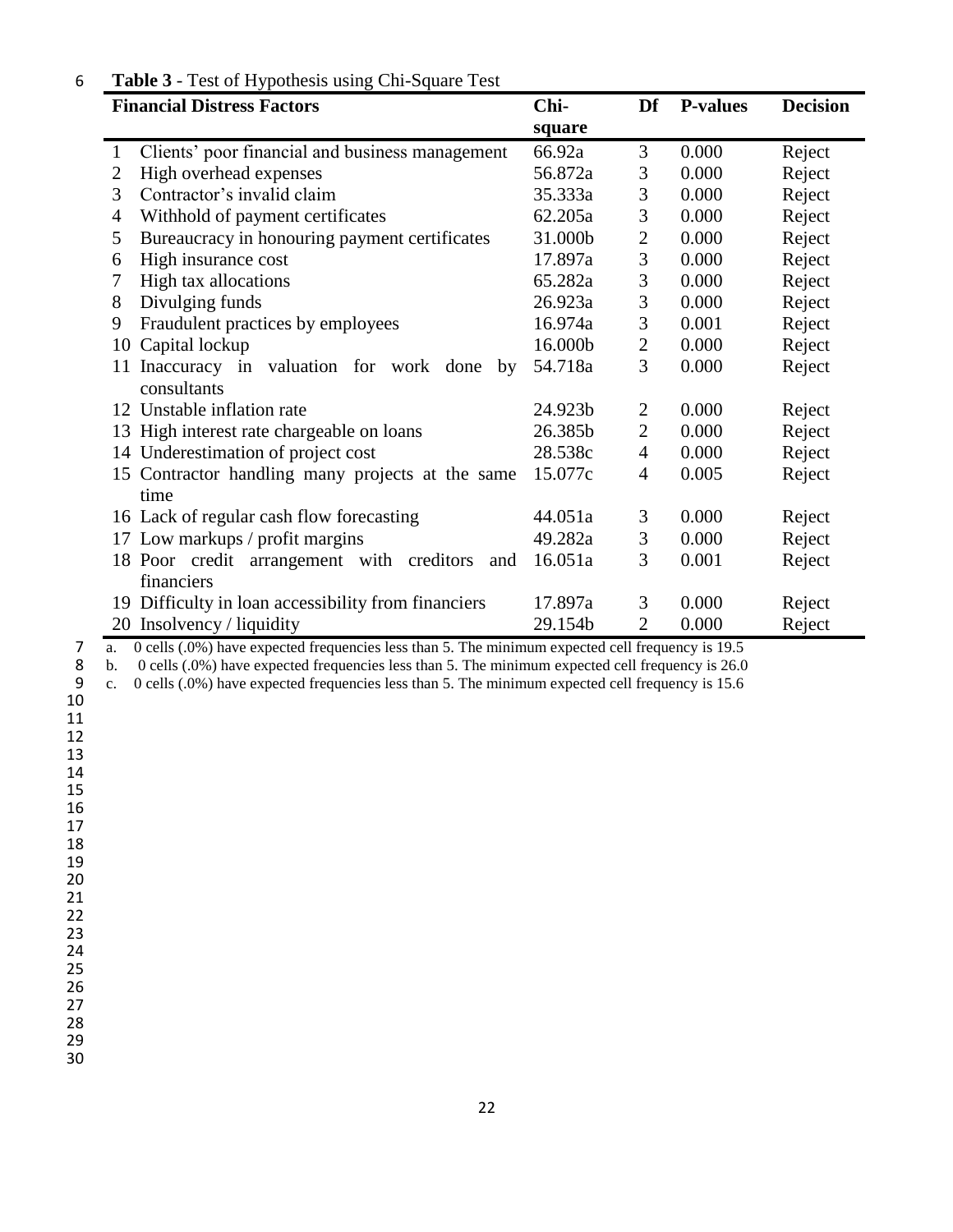**Table 3** - Test of Hypothesis using Chi-Square Test

| | Financial Distress Factors | Chi-square | Df | P-values | Decision |
|---|---|---|---|---|---|
| 1 | Clients' poor financial and business management | 66.92a | 3 | 0.000 | Reject |
| 2 | High overhead expenses | 56.872a | 3 | 0.000 | Reject |
| 3 | Contractor's invalid claim | 35.333a | 3 | 0.000 | Reject |
| 4 | Withhold of payment certificates | 62.205a | 3 | 0.000 | Reject |
| 5 | Bureaucracy in honouring payment certificates | 31.000b | 2 | 0.000 | Reject |
| 6 | High insurance cost | 17.897a | 3 | 0.000 | Reject |
| 7 | High tax allocations | 65.282a | 3 | 0.000 | Reject |
| 8 | Divulging funds | 26.923a | 3 | 0.000 | Reject |
| 9 | Fraudulent practices by employees | 16.974a | 3 | 0.001 | Reject |
| 10 | Capital lockup | 16.000b | 2 | 0.000 | Reject |
| 11 | Inaccuracy in valuation for work done by consultants | 54.718a | 3 | 0.000 | Reject |
| 12 | Unstable inflation rate | 24.923b | 2 | 0.000 | Reject |
| 13 | High interest rate chargeable on loans | 26.385b | 2 | 0.000 | Reject |
| 14 | Underestimation of project cost | 28.538c | 4 | 0.000 | Reject |
| 15 | Contractor handling many projects at the same time | 15.077c | 4 | 0.005 | Reject |
| 16 | Lack of regular cash flow forecasting | 44.051a | 3 | 0.000 | Reject |
| 17 | Low markups / profit margins | 49.282a | 3 | 0.000 | Reject |
| 18 | Poor credit arrangement with creditors and financiers | 16.051a | 3 | 0.001 | Reject |
| 19 | Difficulty in loan accessibility from financiers | 17.897a | 3 | 0.000 | Reject |
| 20 | Insolvency / liquidity | 29.154b | 2 | 0.000 | Reject |

a. 0 cells (.0%) have expected frequencies less than 5. The minimum expected cell frequency is 19.5
b. 0 cells (.0%) have expected frequencies less than 5. The minimum expected cell frequency is 26.0
c. 0 cells (.0%) have expected frequencies less than 5. The minimum expected cell frequency is 15.6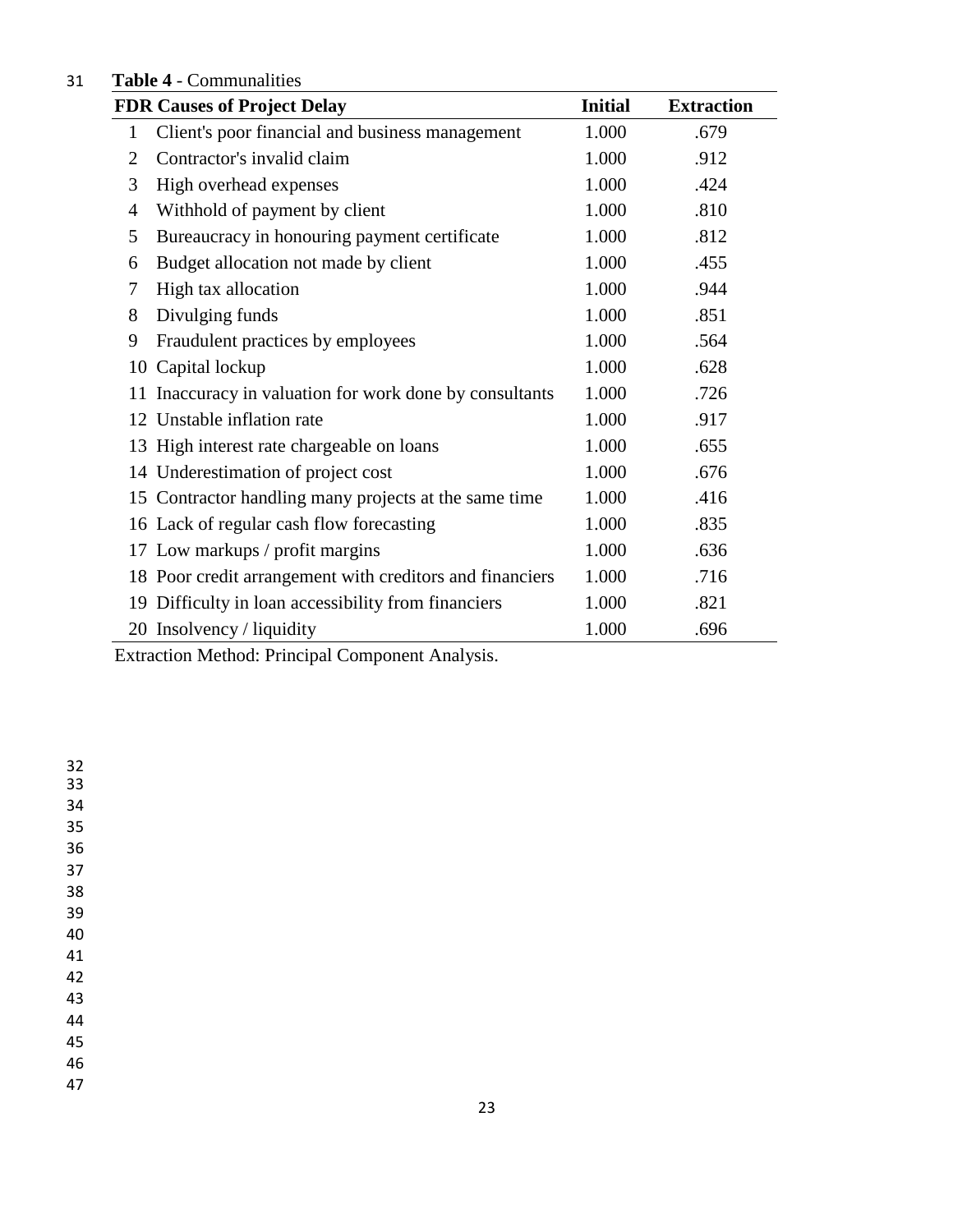**Table 4** - Communalities

| | FDR Causes of Project Delay | Initial | Extraction |
|---|---|---|---|
| 1 | Client's poor financial and business management | 1.000 | .679 |
| 2 | Contractor's invalid claim | 1.000 | .912 |
| 3 | High overhead expenses | 1.000 | .424 |
| 4 | Withhold of payment by client | 1.000 | .810 |
| 5 | Bureaucracy in honouring payment certificate | 1.000 | .812 |
| 6 | Budget allocation not made by client | 1.000 | .455 |
| 7 | High tax allocation | 1.000 | .944 |
| 8 | Divulging funds | 1.000 | .851 |
| 9 | Fraudulent practices by employees | 1.000 | .564 |
| 10 | Capital lockup | 1.000 | .628 |
| 11 | Inaccuracy in valuation for work done by consultants | 1.000 | .726 |
| 12 | Unstable inflation rate | 1.000 | .917 |
| 13 | High interest rate chargeable on loans | 1.000 | .655 |
| 14 | Underestimation of project cost | 1.000 | .676 |
| 15 | Contractor handling many projects at the same time | 1.000 | .416 |
| 16 | Lack of regular cash flow forecasting | 1.000 | .835 |
| 17 | Low markups / profit margins | 1.000 | .636 |
| 18 | Poor credit arrangement with creditors and financiers | 1.000 | .716 |
| 19 | Difficulty in loan accessibility from financiers | 1.000 | .821 |
| 20 | Insolvency / liquidity | 1.000 | .696 |

Extraction Method: Principal Component Analysis.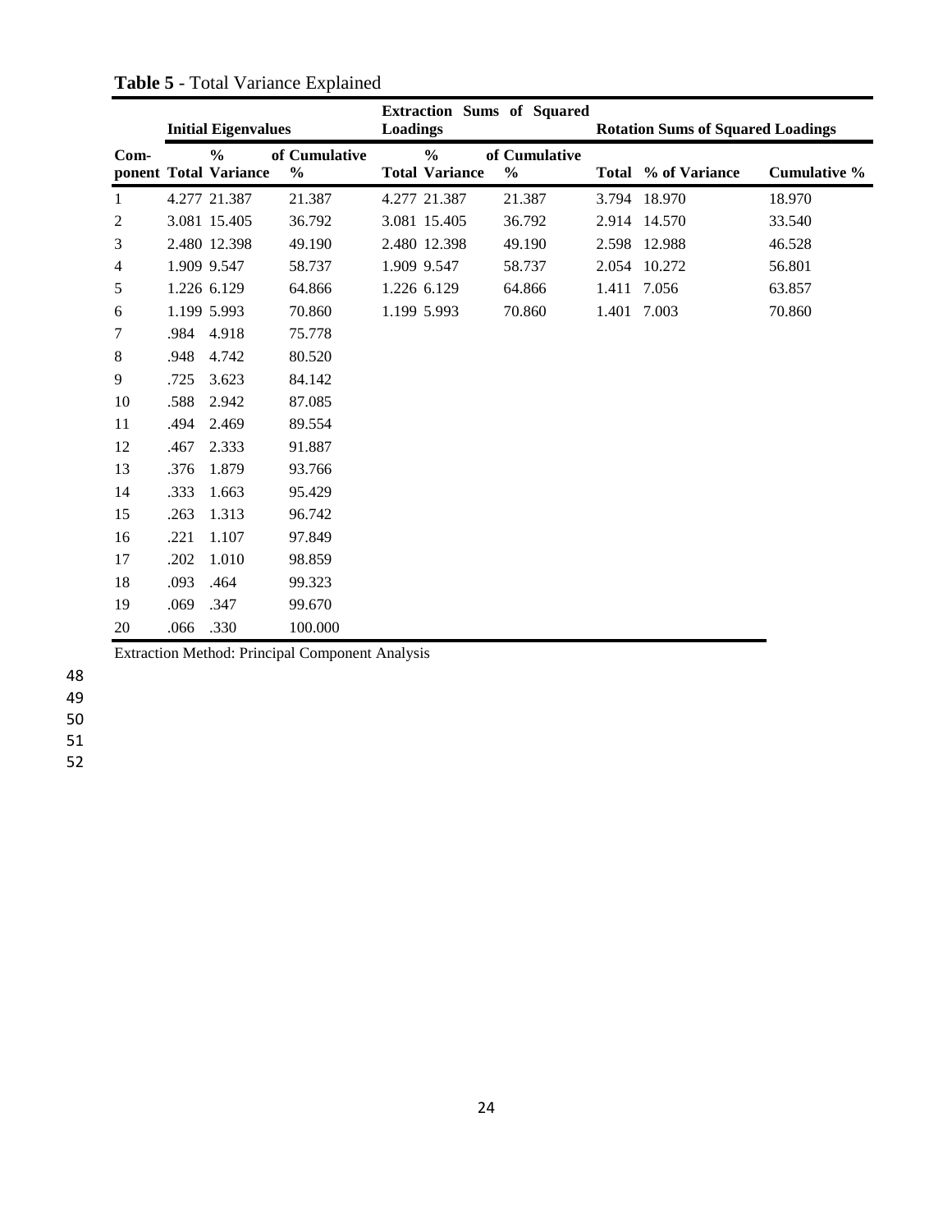**Table 5** - Total Variance Explained

| | Initial Eigenvalues | | | Extraction Sums of Squared Loadings | | | Rotation Sums of Squared Loadings | | |
|---|---|---|---|---|---|---|---|---|---|
| Com-ponent | Total | % Variance | of Cumulative % | Total | % Variance | of Cumulative % | Total | % of Variance | Cumulative % |
| 1 | 4.277 | 21.387 | 21.387 | 4.277 | 21.387 | 21.387 | 3.794 | 18.970 | 18.970 |
| 2 | 3.081 | 15.405 | 36.792 | 3.081 | 15.405 | 36.792 | 2.914 | 14.570 | 33.540 |
| 3 | 2.480 | 12.398 | 49.190 | 2.480 | 12.398 | 49.190 | 2.598 | 12.988 | 46.528 |
| 4 | 1.909 | 9.547 | 58.737 | 1.909 | 9.547 | 58.737 | 2.054 | 10.272 | 56.801 |
| 5 | 1.226 | 6.129 | 64.866 | 1.226 | 6.129 | 64.866 | 1.411 | 7.056 | 63.857 |
| 6 | 1.199 | 5.993 | 70.860 | 1.199 | 5.993 | 70.860 | 1.401 | 7.003 | 70.860 |
| 7 | .984 | 4.918 | 75.778 | | | | | | |
| 8 | .948 | 4.742 | 80.520 | | | | | | |
| 9 | .725 | 3.623 | 84.142 | | | | | | |
| 10 | .588 | 2.942 | 87.085 | | | | | | |
| 11 | .494 | 2.469 | 89.554 | | | | | | |
| 12 | .467 | 2.333 | 91.887 | | | | | | |
| 13 | .376 | 1.879 | 93.766 | | | | | | |
| 14 | .333 | 1.663 | 95.429 | | | | | | |
| 15 | .263 | 1.313 | 96.742 | | | | | | |
| 16 | .221 | 1.107 | 97.849 | | | | | | |
| 17 | .202 | 1.010 | 98.859 | | | | | | |
| 18 | .093 | .464 | 99.323 | | | | | | |
| 19 | .069 | .347 | 99.670 | | | | | | |
| 20 | .066 | .330 | 100.000 | | | | | | |

Extraction Method: Principal Component Analysis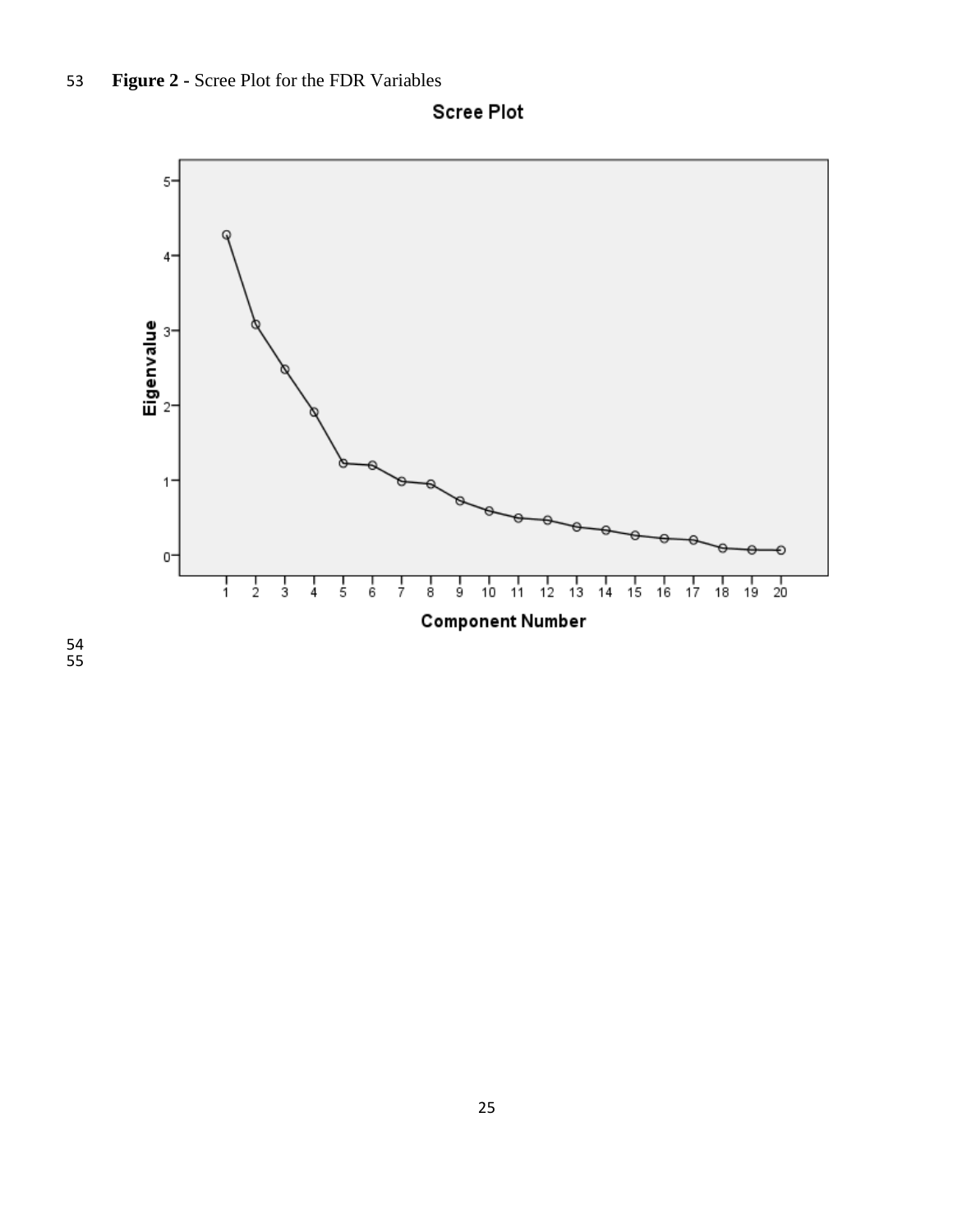**Figure 2** - Scree Plot for the FDR Variables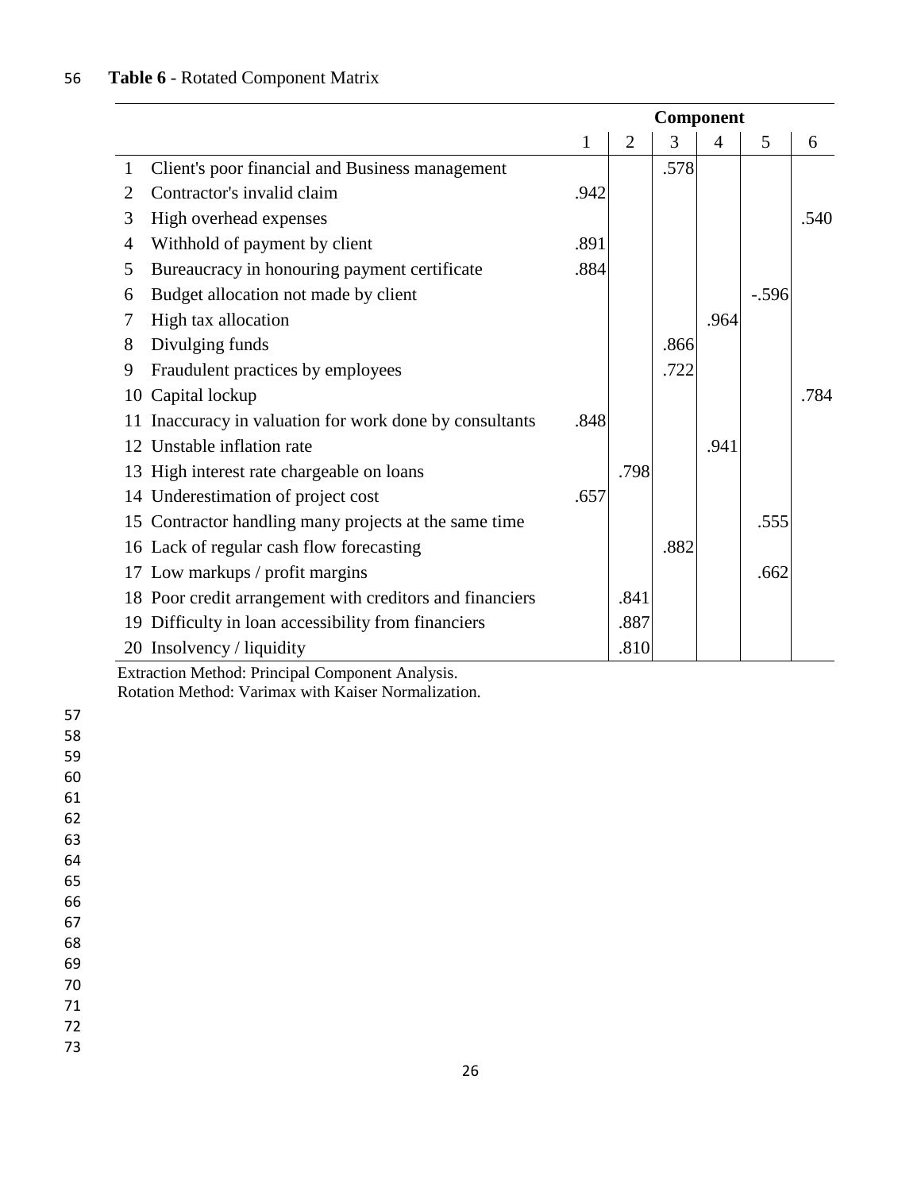**Table 6** - Rotated Component Matrix

| | | Component | | | | | |
|---|---|---|---|---|---|---|---|
| | | 1 | 2 | 3 | 4 | 5 | 6 |
| 1 | Client's poor financial and Business management | | | .578 | | | |
| 2 | Contractor's invalid claim | .942 | | | | | |
| 3 | High overhead expenses | | | | | | .540 |
| 4 | Withhold of payment by client | .891 | | | | | |
| 5 | Bureaucracy in honouring payment certificate | .884 | | | | | |
| 6 | Budget allocation not made by client | | | | | -.596 | |
| 7 | High tax allocation | | | | .964 | | |
| 8 | Divulging funds | | | .866 | | | |
| 9 | Fraudulent practices by employees | | | .722 | | | |
| 10 | Capital lockup | | | | | | .784 |
| 11 | Inaccuracy in valuation for work done by consultants | .848 | | | | | |
| 12 | Unstable inflation rate | | | | .941 | | |
| 13 | High interest rate chargeable on loans | | .798 | | | | |
| 14 | Underestimation of project cost | .657 | | | | | |
| 15 | Contractor handling many projects at the same time | | | | | .555 | |
| 16 | Lack of regular cash flow forecasting | | | .882 | | | |
| 17 | Low markups / profit margins | | | | | .662 | |
| 18 | Poor credit arrangement with creditors and financiers | | .841 | | | | |
| 19 | Difficulty in loan accessibility from financiers | | .887 | | | | |
| 20 | Insolvency / liquidity | | .810 | | | | |

Extraction Method: Principal Component Analysis.
Rotation Method: Varimax with Kaiser Normalization.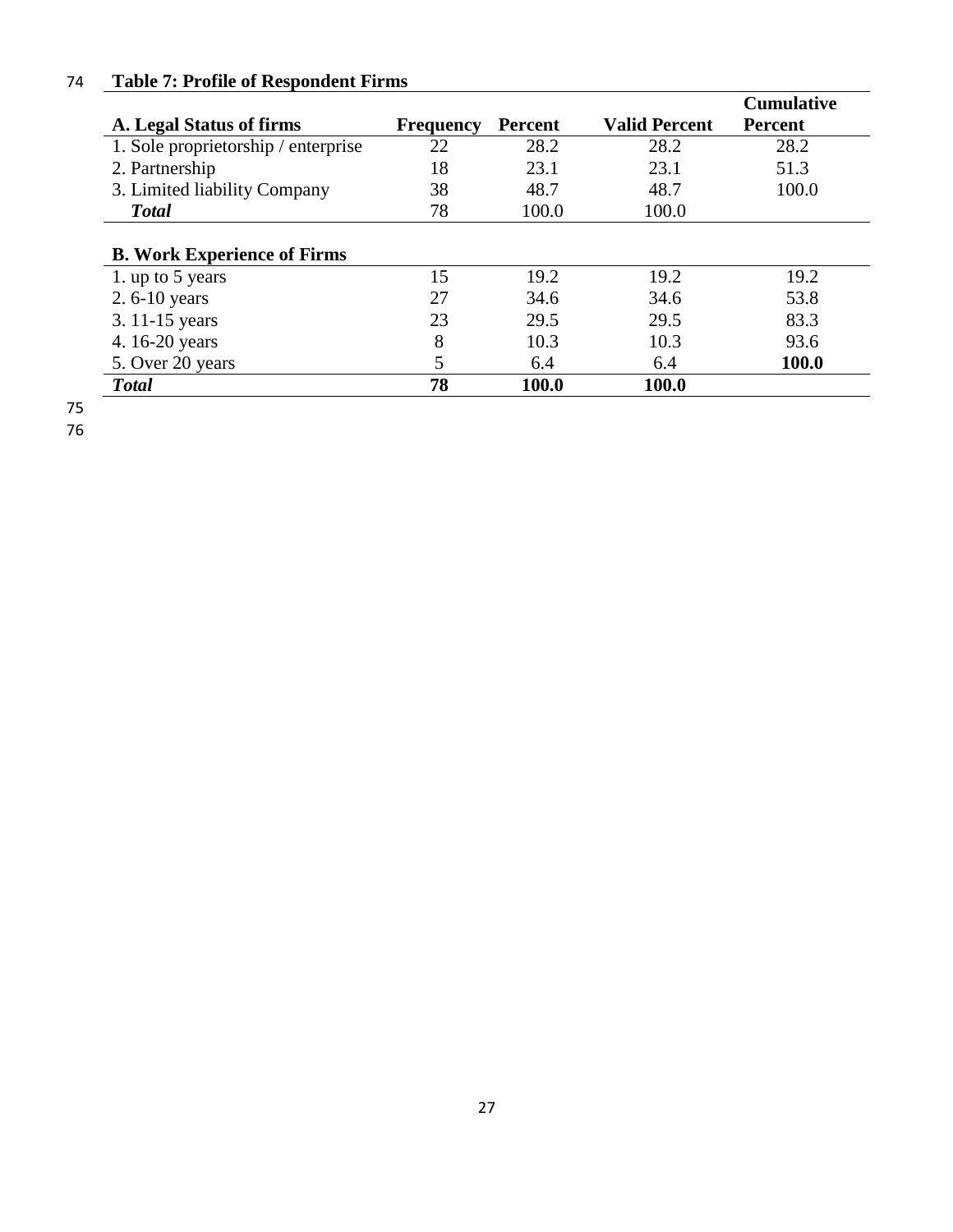**Table 7: Profile of Respondent Firms**

| A. Legal Status of firms | Frequency | Percent | Valid Percent | Cumulative Percent |
|---|---|---|---|---|
| 1. Sole proprietorship / enterprise | 22 | 28.2 | 28.2 | 28.2 |
| 2. Partnership | 18 | 23.1 | 23.1 | 51.3 |
| 3. Limited liability Company | 38 | 48.7 | 48.7 | 100.0 |
| ***Total*** | 78 | 100.0 | 100.0 | |
| **B. Work Experience of Firms** | | | | |
| 1. up to 5 years | 15 | 19.2 | 19.2 | 19.2 |
| 2. 6-10 years | 27 | 34.6 | 34.6 | 53.8 |
| 3. 11-15 years | 23 | 29.5 | 29.5 | 83.3 |
| 4. 16-20 years | 8 | 10.3 | 10.3 | 93.6 |
| 5. Over 20 years | 5 | 6.4 | 6.4 | **100.0** |
| ***Total*** | **78** | **100.0** | **100.0** | |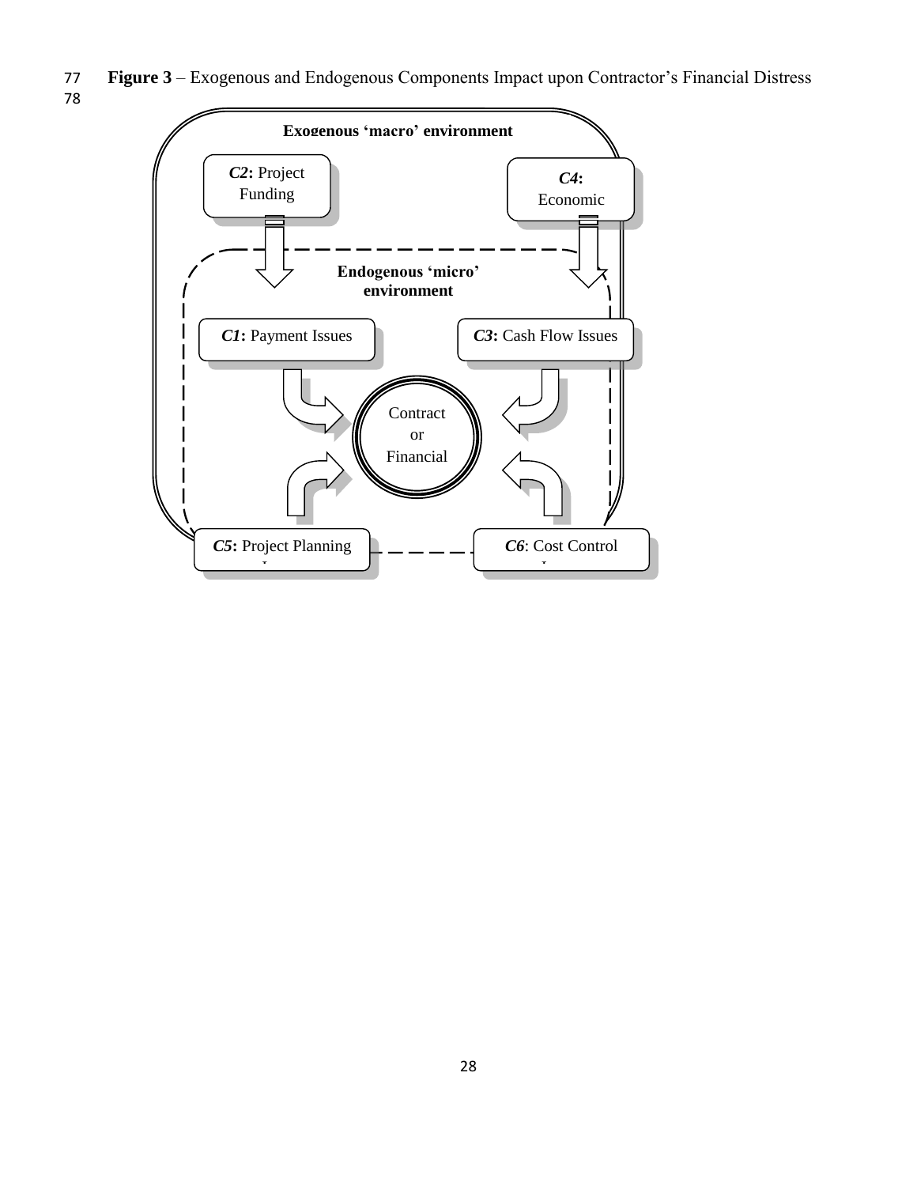**Figure 3** – Exogenous and Endogenous Components Impact upon Contractor's Financial Distress

Exogenous 'macro' environment

***C2*:** Project Funding

***C4*:** Economic

Endogenous 'micro' environment

***C1*:** Payment Issues

***C3*:** Cash Flow Issues

Contract or Financial

***C5*:** Project Planning

***C6*:** Cost Control